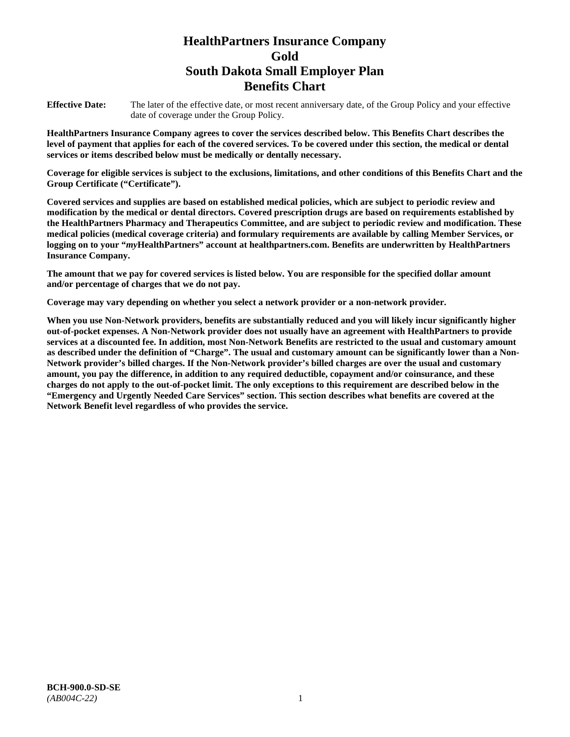# HealthPartners Insurance Company
# Gold
# South Dakota Small Employer Plan
# Benefits Chart

**Effective Date:** The later of the effective date, or most recent anniversary date, of the Group Policy and your effective date of coverage under the Group Policy.

**HealthPartners Insurance Company agrees to cover the services described below. This Benefits Chart describes the level of payment that applies for each of the covered services. To be covered under this section, the medical or dental services or items described below must be medically or dentally necessary.**

**Coverage for eligible services is subject to the exclusions, limitations, and other conditions of this Benefits Chart and the Group Certificate ("Certificate").**

**Covered services and supplies are based on established medical policies, which are subject to periodic review and modification by the medical or dental directors. Covered prescription drugs are based on requirements established by the HealthPartners Pharmacy and Therapeutics Committee, and are subject to periodic review and modification. These medical policies (medical coverage criteria) and formulary requirements are available by calling Member Services, or logging on to your "*my*HealthPartners" account at healthpartners.com. Benefits are underwritten by HealthPartners Insurance Company.**

**The amount that we pay for covered services is listed below. You are responsible for the specified dollar amount and/or percentage of charges that we do not pay.**

**Coverage may vary depending on whether you select a network provider or a non-network provider.**

**When you use Non-Network providers, benefits are substantially reduced and you will likely incur significantly higher out-of-pocket expenses. A Non-Network provider does not usually have an agreement with HealthPartners to provide services at a discounted fee. In addition, most Non-Network Benefits are restricted to the usual and customary amount as described under the definition of "Charge". The usual and customary amount can be significantly lower than a Non-Network provider's billed charges. If the Non-Network provider's billed charges are over the usual and customary amount, you pay the difference, in addition to any required deductible, copayment and/or coinsurance, and these charges do not apply to the out-of-pocket limit. The only exceptions to this requirement are described below in the "Emergency and Urgently Needed Care Services" section. This section describes what benefits are covered at the Network Benefit level regardless of who provides the service.**

**BCH-900.0-SD-SE**
*(AB004C-22)*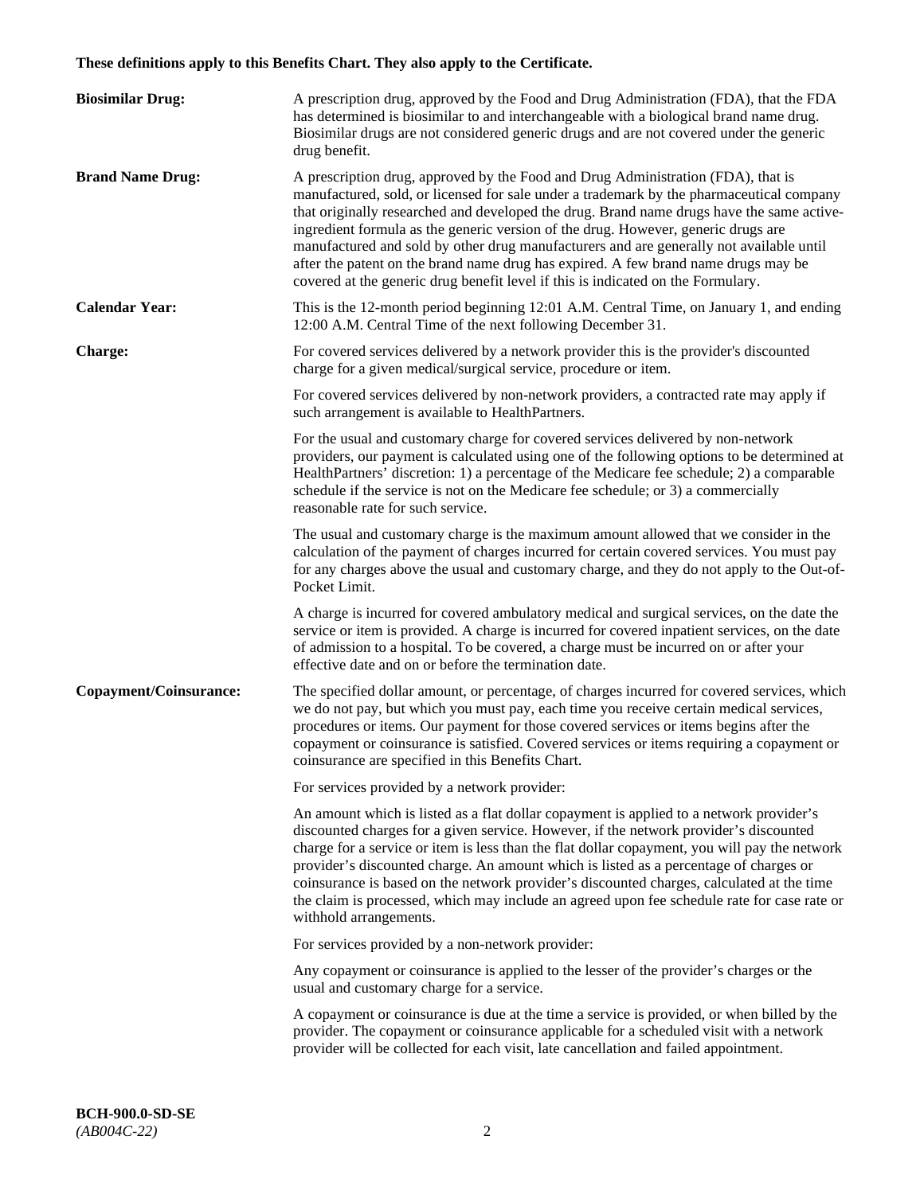**These definitions apply to this Benefits Chart. They also apply to the Certificate.**

**Biosimilar Drug:** A prescription drug, approved by the Food and Drug Administration (FDA), that the FDA has determined is biosimilar to and interchangeable with a biological brand name drug. Biosimilar drugs are not considered generic drugs and are not covered under the generic drug benefit.

**Brand Name Drug:** A prescription drug, approved by the Food and Drug Administration (FDA), that is manufactured, sold, or licensed for sale under a trademark by the pharmaceutical company that originally researched and developed the drug. Brand name drugs have the same active-ingredient formula as the generic version of the drug. However, generic drugs are manufactured and sold by other drug manufacturers and are generally not available until after the patent on the brand name drug has expired. A few brand name drugs may be covered at the generic drug benefit level if this is indicated on the Formulary.

**Calendar Year:** This is the 12-month period beginning 12:01 A.M. Central Time, on January 1, and ending 12:00 A.M. Central Time of the next following December 31.

**Charge:** For covered services delivered by a network provider this is the provider's discounted charge for a given medical/surgical service, procedure or item.

For covered services delivered by non-network providers, a contracted rate may apply if such arrangement is available to HealthPartners.

For the usual and customary charge for covered services delivered by non-network providers, our payment is calculated using one of the following options to be determined at HealthPartners' discretion: 1) a percentage of the Medicare fee schedule; 2) a comparable schedule if the service is not on the Medicare fee schedule; or 3) a commercially reasonable rate for such service.

The usual and customary charge is the maximum amount allowed that we consider in the calculation of the payment of charges incurred for certain covered services. You must pay for any charges above the usual and customary charge, and they do not apply to the Out-of-Pocket Limit.

A charge is incurred for covered ambulatory medical and surgical services, on the date the service or item is provided. A charge is incurred for covered inpatient services, on the date of admission to a hospital. To be covered, a charge must be incurred on or after your effective date and on or before the termination date.

**Copayment/Coinsurance:** The specified dollar amount, or percentage, of charges incurred for covered services, which we do not pay, but which you must pay, each time you receive certain medical services, procedures or items. Our payment for those covered services or items begins after the copayment or coinsurance is satisfied. Covered services or items requiring a copayment or coinsurance are specified in this Benefits Chart.

For services provided by a network provider:

An amount which is listed as a flat dollar copayment is applied to a network provider's discounted charges for a given service. However, if the network provider's discounted charge for a service or item is less than the flat dollar copayment, you will pay the network provider's discounted charge. An amount which is listed as a percentage of charges or coinsurance is based on the network provider's discounted charges, calculated at the time the claim is processed, which may include an agreed upon fee schedule rate for case rate or withhold arrangements.

For services provided by a non-network provider:

Any copayment or coinsurance is applied to the lesser of the provider's charges or the usual and customary charge for a service.

A copayment or coinsurance is due at the time a service is provided, or when billed by the provider. The copayment or coinsurance applicable for a scheduled visit with a network provider will be collected for each visit, late cancellation and failed appointment.

**BCH-900.0-SD-SE**
*(AB004C-22)*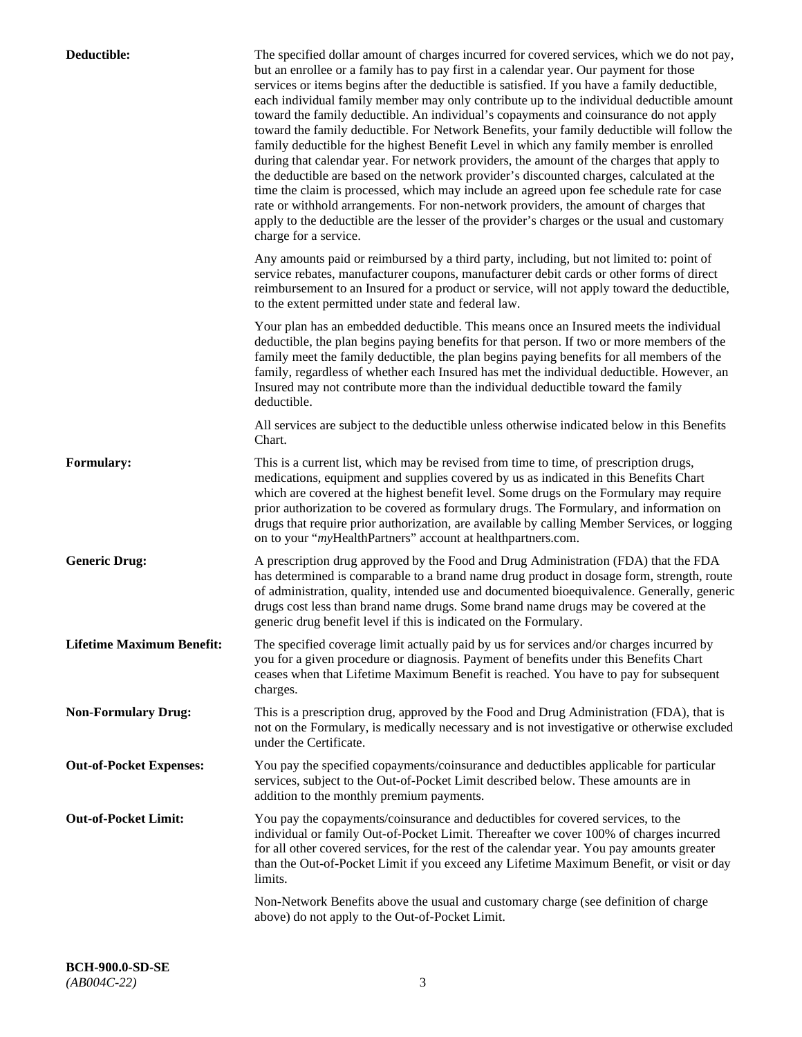**Deductible:** The specified dollar amount of charges incurred for covered services, which we do not pay, but an enrollee or a family has to pay first in a calendar year. Our payment for those services or items begins after the deductible is satisfied. If you have a family deductible, each individual family member may only contribute up to the individual deductible amount toward the family deductible. An individual's copayments and coinsurance do not apply toward the family deductible. For Network Benefits, your family deductible will follow the family deductible for the highest Benefit Level in which any family member is enrolled during that calendar year. For network providers, the amount of the charges that apply to the deductible are based on the network provider's discounted charges, calculated at the time the claim is processed, which may include an agreed upon fee schedule rate for case rate or withhold arrangements. For non-network providers, the amount of charges that apply to the deductible are the lesser of the provider's charges or the usual and customary charge for a service.

Any amounts paid or reimbursed by a third party, including, but not limited to: point of service rebates, manufacturer coupons, manufacturer debit cards or other forms of direct reimbursement to an Insured for a product or service, will not apply toward the deductible, to the extent permitted under state and federal law.

Your plan has an embedded deductible. This means once an Insured meets the individual deductible, the plan begins paying benefits for that person. If two or more members of the family meet the family deductible, the plan begins paying benefits for all members of the family, regardless of whether each Insured has met the individual deductible. However, an Insured may not contribute more than the individual deductible toward the family deductible.

All services are subject to the deductible unless otherwise indicated below in this Benefits Chart.

**Formulary:** This is a current list, which may be revised from time to time, of prescription drugs, medications, equipment and supplies covered by us as indicated in this Benefits Chart which are covered at the highest benefit level. Some drugs on the Formulary may require prior authorization to be covered as formulary drugs. The Formulary, and information on drugs that require prior authorization, are available by calling Member Services, or logging on to your "*my*HealthPartners" account at healthpartners.com.

**Generic Drug:** A prescription drug approved by the Food and Drug Administration (FDA) that the FDA has determined is comparable to a brand name drug product in dosage form, strength, route of administration, quality, intended use and documented bioequivalence. Generally, generic drugs cost less than brand name drugs. Some brand name drugs may be covered at the generic drug benefit level if this is indicated on the Formulary.

**Lifetime Maximum Benefit:** The specified coverage limit actually paid by us for services and/or charges incurred by you for a given procedure or diagnosis. Payment of benefits under this Benefits Chart ceases when that Lifetime Maximum Benefit is reached. You have to pay for subsequent charges.

**Non-Formulary Drug:** This is a prescription drug, approved by the Food and Drug Administration (FDA), that is not on the Formulary, is medically necessary and is not investigative or otherwise excluded under the Certificate.

**Out-of-Pocket Expenses:** You pay the specified copayments/coinsurance and deductibles applicable for particular services, subject to the Out-of-Pocket Limit described below. These amounts are in addition to the monthly premium payments.

**Out-of-Pocket Limit:** You pay the copayments/coinsurance and deductibles for covered services, to the individual or family Out-of-Pocket Limit. Thereafter we cover 100% of charges incurred for all other covered services, for the rest of the calendar year. You pay amounts greater than the Out-of-Pocket Limit if you exceed any Lifetime Maximum Benefit, or visit or day limits.

Non-Network Benefits above the usual and customary charge (see definition of charge above) do not apply to the Out-of-Pocket Limit.

**BCH-900.0-SD-SE**
*(AB004C-22)*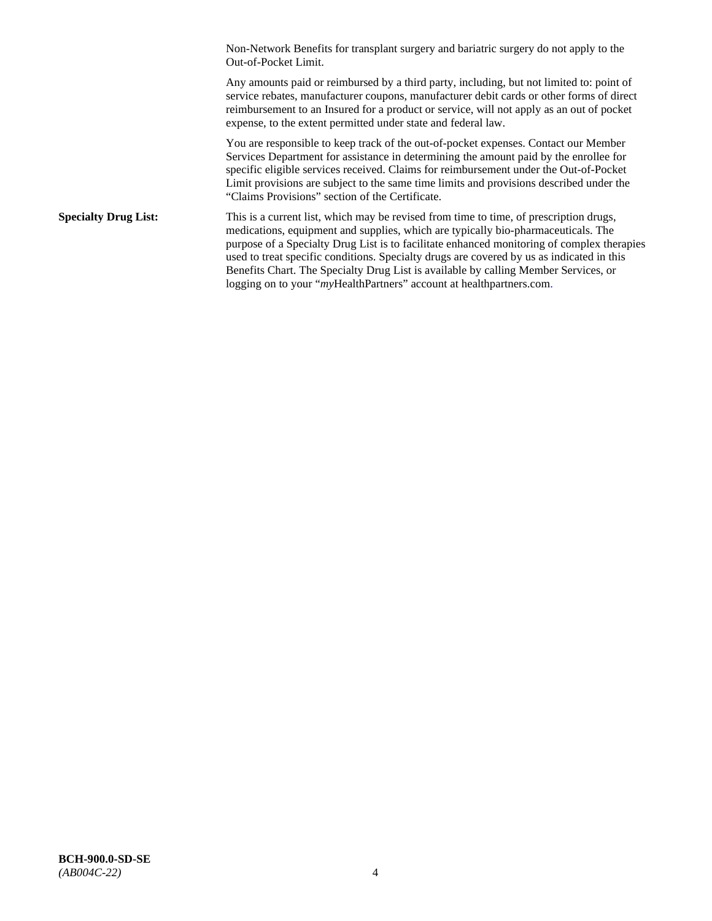Non-Network Benefits for transplant surgery and bariatric surgery do not apply to the Out-of-Pocket Limit.

Any amounts paid or reimbursed by a third party, including, but not limited to: point of service rebates, manufacturer coupons, manufacturer debit cards or other forms of direct reimbursement to an Insured for a product or service, will not apply as an out of pocket expense, to the extent permitted under state and federal law.

You are responsible to keep track of the out-of-pocket expenses. Contact our Member Services Department for assistance in determining the amount paid by the enrollee for specific eligible services received. Claims for reimbursement under the Out-of-Pocket Limit provisions are subject to the same time limits and provisions described under the "Claims Provisions" section of the Certificate.

**Specialty Drug List:** This is a current list, which may be revised from time to time, of prescription drugs, medications, equipment and supplies, which are typically bio-pharmaceuticals. The purpose of a Specialty Drug List is to facilitate enhanced monitoring of complex therapies used to treat specific conditions. Specialty drugs are covered by us as indicated in this Benefits Chart. The Specialty Drug List is available by calling Member Services, or logging on to your "*my*HealthPartners" account at healthpartners.com.

**BCH-900.0-SD-SE**
*(AB004C-22)*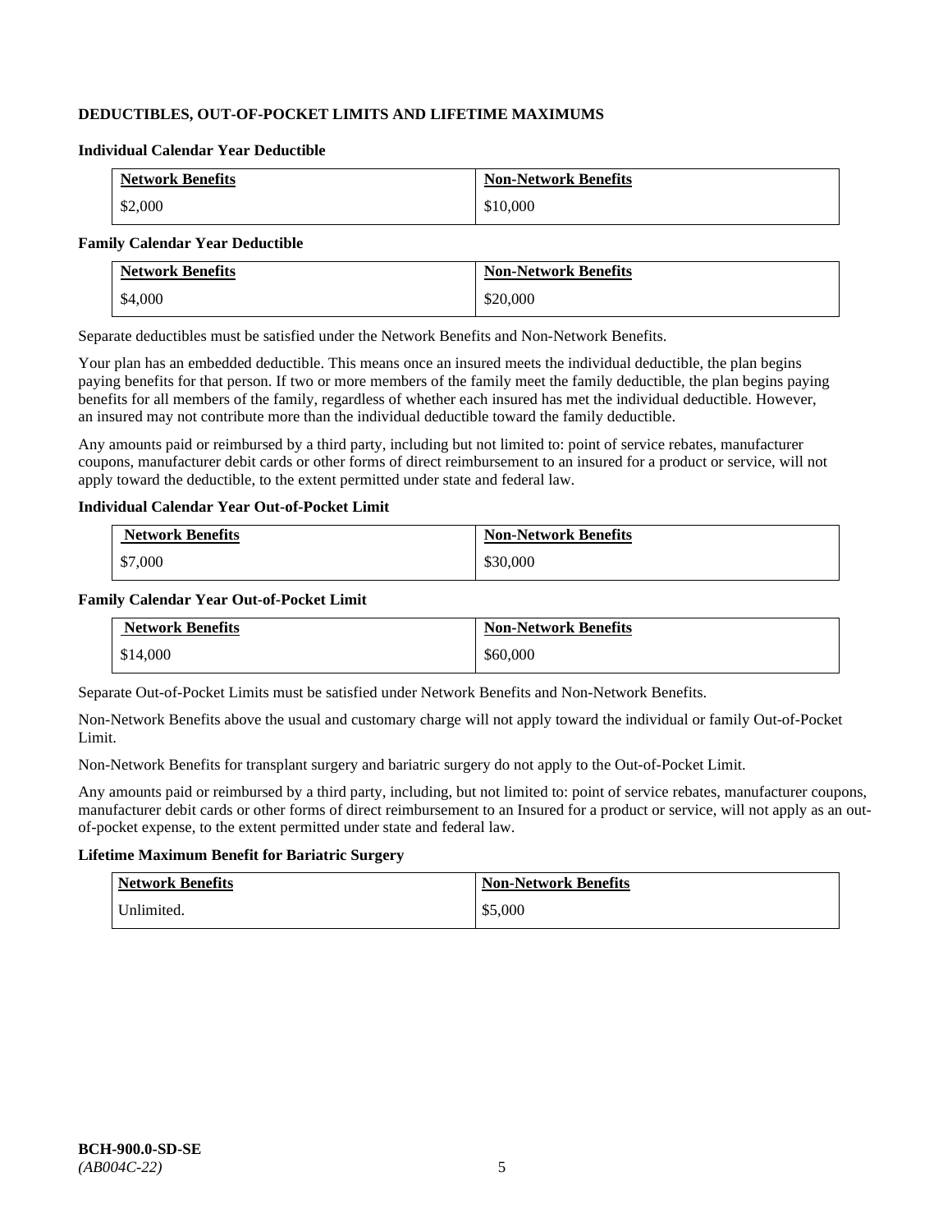## DEDUCTIBLES, OUT-OF-POCKET LIMITS AND LIFETIME MAXIMUMS

### Individual Calendar Year Deductible

| Network Benefits | Non-Network Benefits |
|---|---|
| $2,000 | $10,000 |

### Family Calendar Year Deductible

| Network Benefits | Non-Network Benefits |
|---|---|
| $4,000 | $20,000 |

Separate deductibles must be satisfied under the Network Benefits and Non-Network Benefits.

Your plan has an embedded deductible. This means once an insured meets the individual deductible, the plan begins paying benefits for that person. If two or more members of the family meet the family deductible, the plan begins paying benefits for all members of the family, regardless of whether each insured has met the individual deductible. However, an insured may not contribute more than the individual deductible toward the family deductible.

Any amounts paid or reimbursed by a third party, including but not limited to: point of service rebates, manufacturer coupons, manufacturer debit cards or other forms of direct reimbursement to an insured for a product or service, will not apply toward the deductible, to the extent permitted under state and federal law.

### Individual Calendar Year Out-of-Pocket Limit

| Network Benefits | Non-Network Benefits |
|---|---|
| $7,000 | $30,000 |

### Family Calendar Year Out-of-Pocket Limit

| Network Benefits | Non-Network Benefits |
|---|---|
| $14,000 | $60,000 |

Separate Out-of-Pocket Limits must be satisfied under Network Benefits and Non-Network Benefits.

Non-Network Benefits above the usual and customary charge will not apply toward the individual or family Out-of-Pocket Limit.

Non-Network Benefits for transplant surgery and bariatric surgery do not apply to the Out-of-Pocket Limit.

Any amounts paid or reimbursed by a third party, including, but not limited to: point of service rebates, manufacturer coupons, manufacturer debit cards or other forms of direct reimbursement to an Insured for a product or service, will not apply as an out-of-pocket expense, to the extent permitted under state and federal law.

### Lifetime Maximum Benefit for Bariatric Surgery

| Network Benefits | Non-Network Benefits |
|---|---|
| Unlimited. | $5,000 |

**BCH-900.0-SD-SE**
*(AB004C-22)*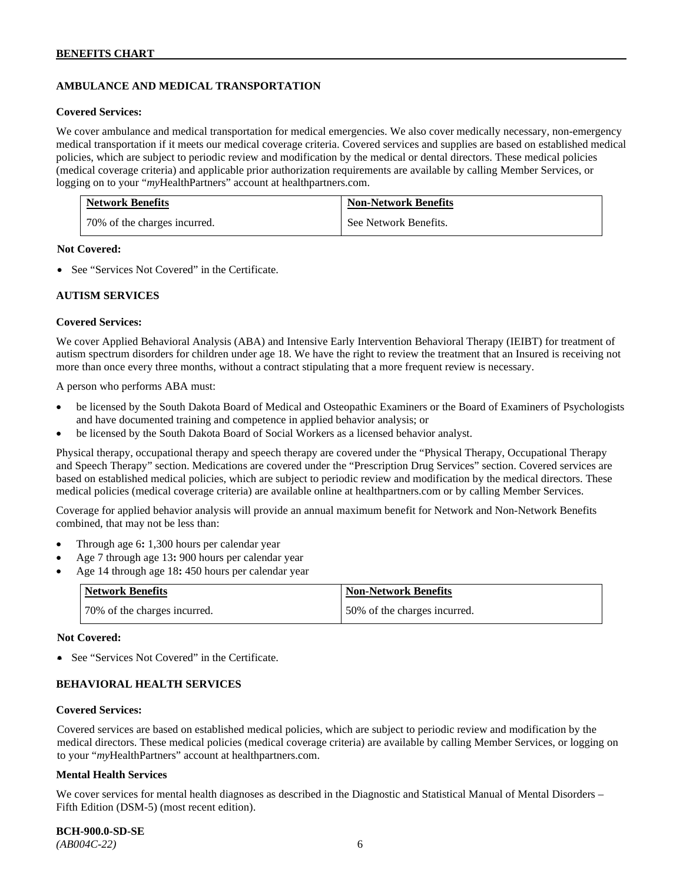## AMBULANCE AND MEDICAL TRANSPORTATION

**Covered Services:**

We cover ambulance and medical transportation for medical emergencies. We also cover medically necessary, non-emergency medical transportation if it meets our medical coverage criteria. Covered services and supplies are based on established medical policies, which are subject to periodic review and modification by the medical or dental directors. These medical policies (medical coverage criteria) and applicable prior authorization requirements are available by calling Member Services, or logging on to your "*my*HealthPartners" account at healthpartners.com.

| Network Benefits | Non-Network Benefits |
|---|---|
| 70% of the charges incurred. | See Network Benefits. |

**Not Covered:**

- See "Services Not Covered" in the Certificate.

## AUTISM SERVICES

**Covered Services:**

We cover Applied Behavioral Analysis (ABA) and Intensive Early Intervention Behavioral Therapy (IEIBT) for treatment of autism spectrum disorders for children under age 18. We have the right to review the treatment that an Insured is receiving not more than once every three months, without a contract stipulating that a more frequent review is necessary.

A person who performs ABA must:

- be licensed by the South Dakota Board of Medical and Osteopathic Examiners or the Board of Examiners of Psychologists and have documented training and competence in applied behavior analysis; or
- be licensed by the South Dakota Board of Social Workers as a licensed behavior analyst.

Physical therapy, occupational therapy and speech therapy are covered under the "Physical Therapy, Occupational Therapy and Speech Therapy" section. Medications are covered under the "Prescription Drug Services" section. Covered services are based on established medical policies, which are subject to periodic review and modification by the medical directors. These medical policies (medical coverage criteria) are available online at healthpartners.com or by calling Member Services.

Coverage for applied behavior analysis will provide an annual maximum benefit for Network and Non-Network Benefits combined, that may not be less than:

- Through age 6**:** 1,300 hours per calendar year
- Age 7 through age 13**:** 900 hours per calendar year
- Age 14 through age 18**:** 450 hours per calendar year

| Network Benefits | Non-Network Benefits |
|---|---|
| 70% of the charges incurred. | 50% of the charges incurred. |

**Not Covered:**

- See "Services Not Covered" in the Certificate.

## BEHAVIORAL HEALTH SERVICES

**Covered Services:**

Covered services are based on established medical policies, which are subject to periodic review and modification by the medical directors. These medical policies (medical coverage criteria) are available by calling Member Services, or logging on to your "*my*HealthPartners" account at healthpartners.com.

**Mental Health Services**

We cover services for mental health diagnoses as described in the Diagnostic and Statistical Manual of Mental Disorders – Fifth Edition (DSM-5) (most recent edition).

**BCH-900.0-SD-SE**
*(AB004C-22)*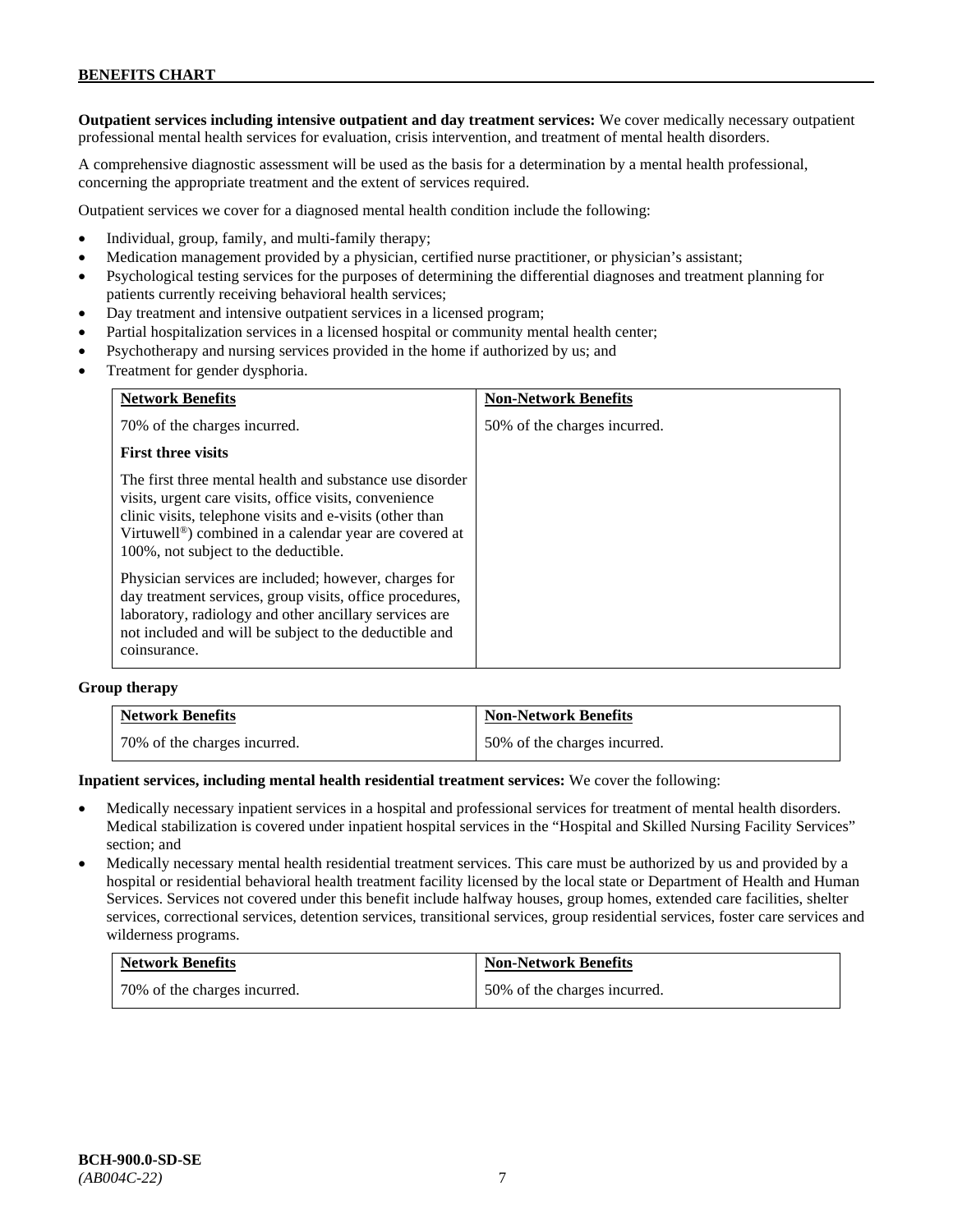**Outpatient services including intensive outpatient and day treatment services:** We cover medically necessary outpatient professional mental health services for evaluation, crisis intervention, and treatment of mental health disorders.

A comprehensive diagnostic assessment will be used as the basis for a determination by a mental health professional, concerning the appropriate treatment and the extent of services required.

Outpatient services we cover for a diagnosed mental health condition include the following:

- Individual, group, family, and multi-family therapy;
- Medication management provided by a physician, certified nurse practitioner, or physician's assistant;
- Psychological testing services for the purposes of determining the differential diagnoses and treatment planning for patients currently receiving behavioral health services;
- Day treatment and intensive outpatient services in a licensed program;
- Partial hospitalization services in a licensed hospital or community mental health center;
- Psychotherapy and nursing services provided in the home if authorized by us; and
- Treatment for gender dysphoria.

| Network Benefits | Non-Network Benefits |
|---|---|
| 70% of the charges incurred.<br><br>**First three visits**<br><br>The first three mental health and substance use disorder visits, urgent care visits, office visits, convenience clinic visits, telephone visits and e-visits (other than Virtuwell®) combined in a calendar year are covered at 100%, not subject to the deductible.<br><br>Physician services are included; however, charges for day treatment services, group visits, office procedures, laboratory, radiology and other ancillary services are not included and will be subject to the deductible and coinsurance. | 50% of the charges incurred. |

**Group therapy**

| Network Benefits | Non-Network Benefits |
|---|---|
| 70% of the charges incurred. | 50% of the charges incurred. |

**Inpatient services, including mental health residential treatment services:** We cover the following:

- Medically necessary inpatient services in a hospital and professional services for treatment of mental health disorders. Medical stabilization is covered under inpatient hospital services in the "Hospital and Skilled Nursing Facility Services" section; and
- Medically necessary mental health residential treatment services. This care must be authorized by us and provided by a hospital or residential behavioral health treatment facility licensed by the local state or Department of Health and Human Services. Services not covered under this benefit include halfway houses, group homes, extended care facilities, shelter services, correctional services, detention services, transitional services, group residential services, foster care services and wilderness programs.

| Network Benefits | Non-Network Benefits |
|---|---|
| 70% of the charges incurred. | 50% of the charges incurred. |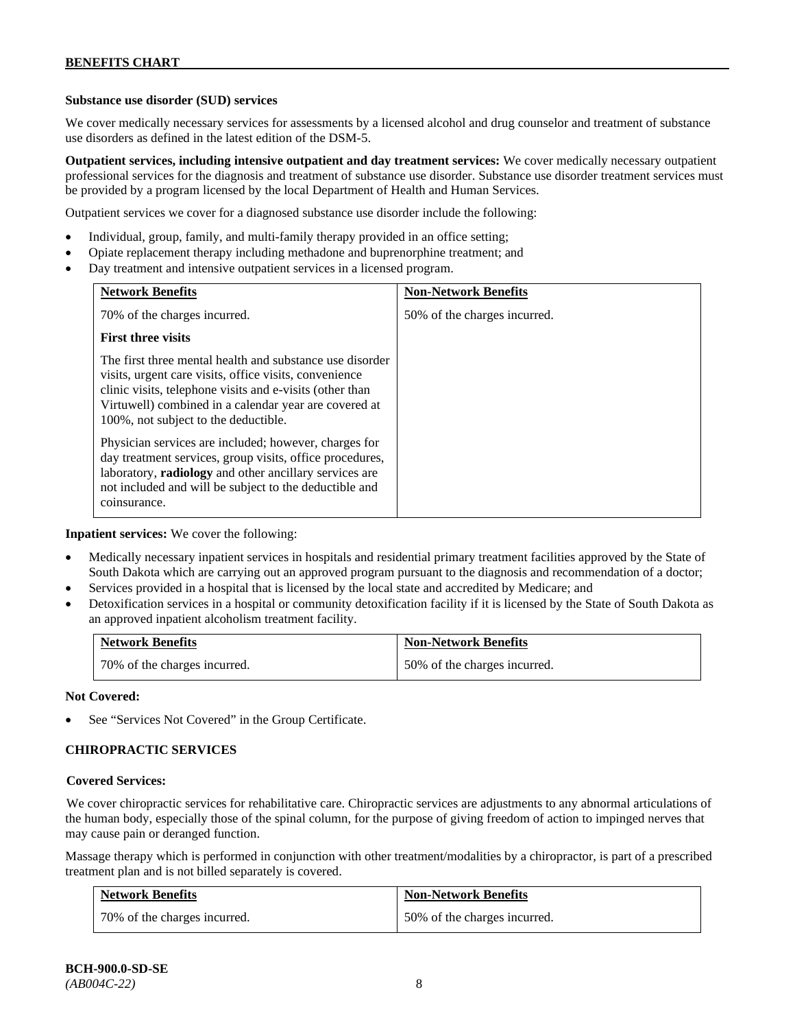**Substance use disorder (SUD) services**

We cover medically necessary services for assessments by a licensed alcohol and drug counselor and treatment of substance use disorders as defined in the latest edition of the DSM-5.

**Outpatient services, including intensive outpatient and day treatment services:** We cover medically necessary outpatient professional services for the diagnosis and treatment of substance use disorder. Substance use disorder treatment services must be provided by a program licensed by the local Department of Health and Human Services.

Outpatient services we cover for a diagnosed substance use disorder include the following:

- Individual, group, family, and multi-family therapy provided in an office setting;
- Opiate replacement therapy including methadone and buprenorphine treatment; and
- Day treatment and intensive outpatient services in a licensed program.

| Network Benefits | Non-Network Benefits |
|---|---|
| 70% of the charges incurred.<br><br>**First three visits**<br><br>The first three mental health and substance use disorder visits, urgent care visits, office visits, convenience clinic visits, telephone visits and e-visits (other than Virtuwell) combined in a calendar year are covered at 100%, not subject to the deductible.<br><br>Physician services are included; however, charges for day treatment services, group visits, office procedures, laboratory, **radiology** and other ancillary services are not included and will be subject to the deductible and coinsurance. | 50% of the charges incurred. |

**Inpatient services:** We cover the following:

- Medically necessary inpatient services in hospitals and residential primary treatment facilities approved by the State of South Dakota which are carrying out an approved program pursuant to the diagnosis and recommendation of a doctor;
- Services provided in a hospital that is licensed by the local state and accredited by Medicare; and
- Detoxification services in a hospital or community detoxification facility if it is licensed by the State of South Dakota as an approved inpatient alcoholism treatment facility.

| Network Benefits | Non-Network Benefits |
|---|---|
| 70% of the charges incurred. | 50% of the charges incurred. |

**Not Covered:**

- See "Services Not Covered" in the Group Certificate.

## CHIROPRACTIC SERVICES

**Covered Services:**

We cover chiropractic services for rehabilitative care. Chiropractic services are adjustments to any abnormal articulations of the human body, especially those of the spinal column, for the purpose of giving freedom of action to impinged nerves that may cause pain or deranged function.

Massage therapy which is performed in conjunction with other treatment/modalities by a chiropractor, is part of a prescribed treatment plan and is not billed separately is covered.

| Network Benefits | Non-Network Benefits |
|---|---|
| 70% of the charges incurred. | 50% of the charges incurred. |

**BCH-900.0-SD-SE**
*(AB004C-22)*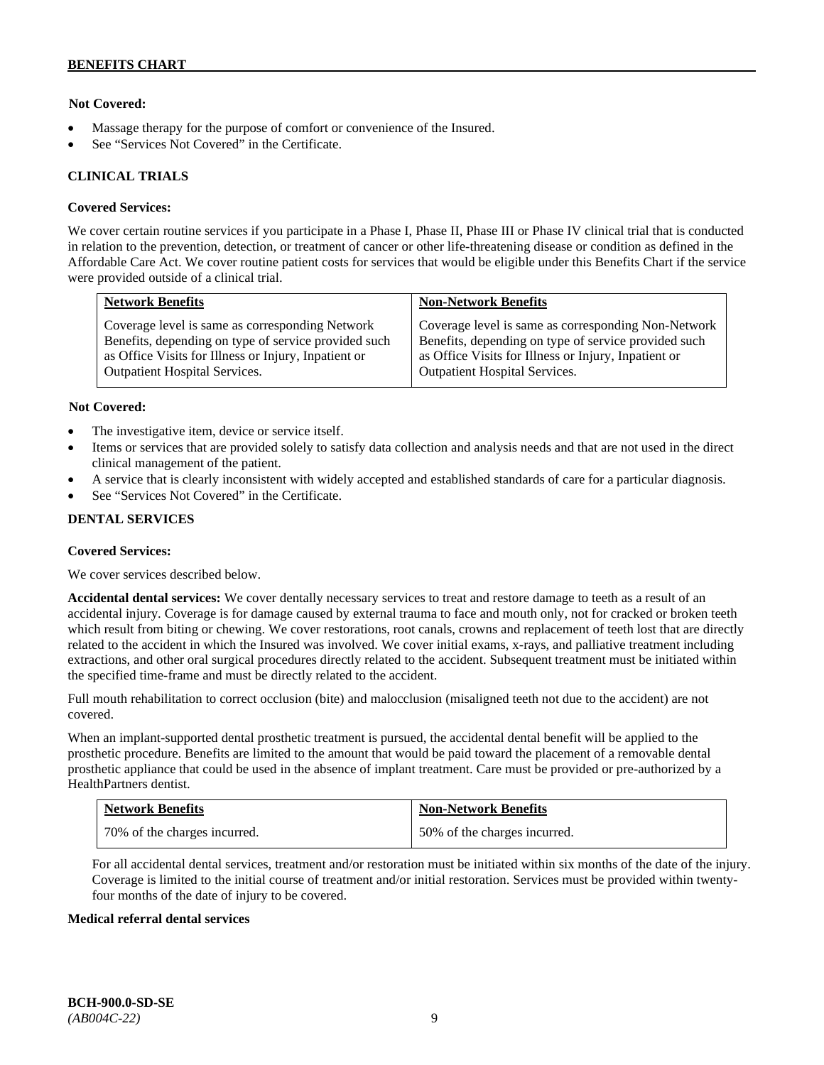**Not Covered:**

- Massage therapy for the purpose of comfort or convenience of the Insured.
- See "Services Not Covered" in the Certificate.

## CLINICAL TRIALS

**Covered Services:**

We cover certain routine services if you participate in a Phase I, Phase II, Phase III or Phase IV clinical trial that is conducted in relation to the prevention, detection, or treatment of cancer or other life-threatening disease or condition as defined in the Affordable Care Act. We cover routine patient costs for services that would be eligible under this Benefits Chart if the service were provided outside of a clinical trial.

| Network Benefits | Non-Network Benefits |
| --- | --- |
| Coverage level is same as corresponding Network Benefits, depending on type of service provided such as Office Visits for Illness or Injury, Inpatient or Outpatient Hospital Services. | Coverage level is same as corresponding Non-Network Benefits, depending on type of service provided such as Office Visits for Illness or Injury, Inpatient or Outpatient Hospital Services. |

**Not Covered:**

- The investigative item, device or service itself.
- Items or services that are provided solely to satisfy data collection and analysis needs and that are not used in the direct clinical management of the patient.
- A service that is clearly inconsistent with widely accepted and established standards of care for a particular diagnosis.
- See "Services Not Covered" in the Certificate.

## DENTAL SERVICES

**Covered Services:**

We cover services described below.

**Accidental dental services:** We cover dentally necessary services to treat and restore damage to teeth as a result of an accidental injury. Coverage is for damage caused by external trauma to face and mouth only, not for cracked or broken teeth which result from biting or chewing. We cover restorations, root canals, crowns and replacement of teeth lost that are directly related to the accident in which the Insured was involved. We cover initial exams, x-rays, and palliative treatment including extractions, and other oral surgical procedures directly related to the accident. Subsequent treatment must be initiated within the specified time-frame and must be directly related to the accident.

Full mouth rehabilitation to correct occlusion (bite) and malocclusion (misaligned teeth not due to the accident) are not covered.

When an implant-supported dental prosthetic treatment is pursued, the accidental dental benefit will be applied to the prosthetic procedure. Benefits are limited to the amount that would be paid toward the placement of a removable dental prosthetic appliance that could be used in the absence of implant treatment. Care must be provided or pre-authorized by a HealthPartners dentist.

| Network Benefits | Non-Network Benefits |
| --- | --- |
| 70% of the charges incurred. | 50% of the charges incurred. |

For all accidental dental services, treatment and/or restoration must be initiated within six months of the date of the injury. Coverage is limited to the initial course of treatment and/or initial restoration. Services must be provided within twenty-four months of the date of injury to be covered.

**Medical referral dental services**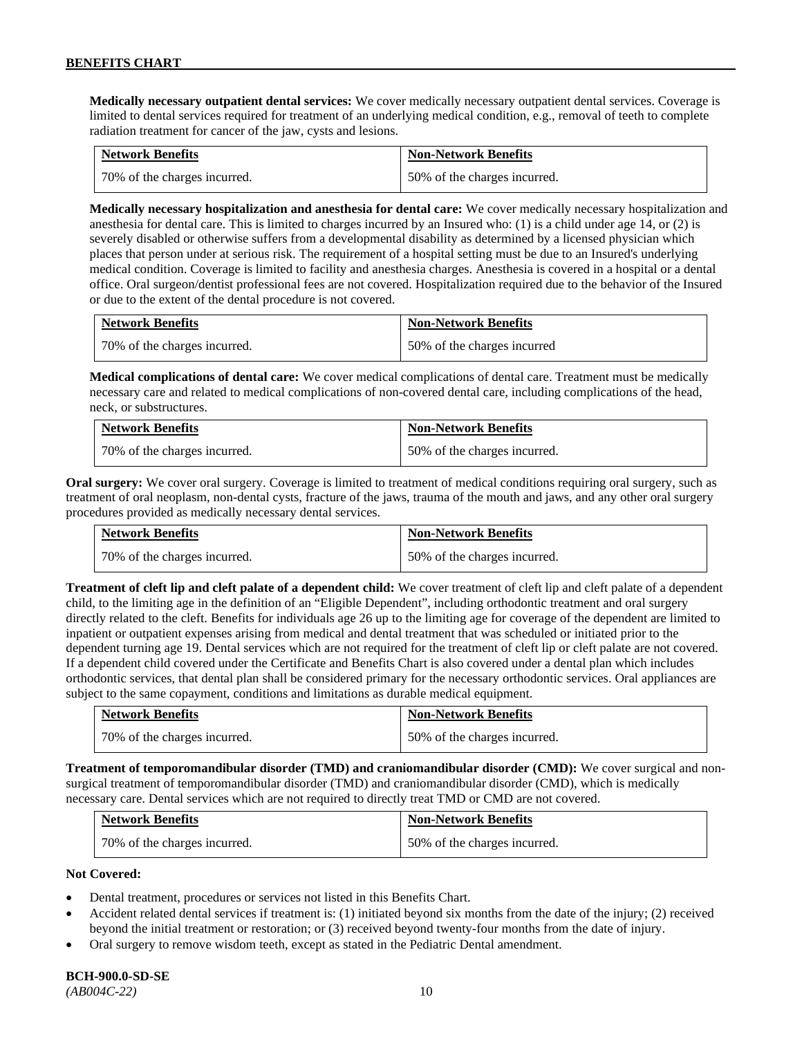**Medically necessary outpatient dental services:** We cover medically necessary outpatient dental services. Coverage is limited to dental services required for treatment of an underlying medical condition, e.g., removal of teeth to complete radiation treatment for cancer of the jaw, cysts and lesions.

| Network Benefits | Non-Network Benefits |
| --- | --- |
| 70% of the charges incurred. | 50% of the charges incurred. |

**Medically necessary hospitalization and anesthesia for dental care:** We cover medically necessary hospitalization and anesthesia for dental care. This is limited to charges incurred by an Insured who: (1) is a child under age 14, or (2) is severely disabled or otherwise suffers from a developmental disability as determined by a licensed physician which places that person under at serious risk. The requirement of a hospital setting must be due to an Insured's underlying medical condition. Coverage is limited to facility and anesthesia charges. Anesthesia is covered in a hospital or a dental office. Oral surgeon/dentist professional fees are not covered. Hospitalization required due to the behavior of the Insured or due to the extent of the dental procedure is not covered.

| Network Benefits | Non-Network Benefits |
| --- | --- |
| 70% of the charges incurred. | 50% of the charges incurred |

**Medical complications of dental care:** We cover medical complications of dental care. Treatment must be medically necessary care and related to medical complications of non-covered dental care, including complications of the head, neck, or substructures.

| Network Benefits | Non-Network Benefits |
| --- | --- |
| 70% of the charges incurred. | 50% of the charges incurred. |

**Oral surgery:** We cover oral surgery. Coverage is limited to treatment of medical conditions requiring oral surgery, such as treatment of oral neoplasm, non-dental cysts, fracture of the jaws, trauma of the mouth and jaws, and any other oral surgery procedures provided as medically necessary dental services.

| Network Benefits | Non-Network Benefits |
| --- | --- |
| 70% of the charges incurred. | 50% of the charges incurred. |

**Treatment of cleft lip and cleft palate of a dependent child:** We cover treatment of cleft lip and cleft palate of a dependent child, to the limiting age in the definition of an "Eligible Dependent", including orthodontic treatment and oral surgery directly related to the cleft. Benefits for individuals age 26 up to the limiting age for coverage of the dependent are limited to inpatient or outpatient expenses arising from medical and dental treatment that was scheduled or initiated prior to the dependent turning age 19. Dental services which are not required for the treatment of cleft lip or cleft palate are not covered. If a dependent child covered under the Certificate and Benefits Chart is also covered under a dental plan which includes orthodontic services, that dental plan shall be considered primary for the necessary orthodontic services. Oral appliances are subject to the same copayment, conditions and limitations as durable medical equipment.

| Network Benefits | Non-Network Benefits |
| --- | --- |
| 70% of the charges incurred. | 50% of the charges incurred. |

**Treatment of temporomandibular disorder (TMD) and craniomandibular disorder (CMD):** We cover surgical and non-surgical treatment of temporomandibular disorder (TMD) and craniomandibular disorder (CMD), which is medically necessary care. Dental services which are not required to directly treat TMD or CMD are not covered.

| Network Benefits | Non-Network Benefits |
| --- | --- |
| 70% of the charges incurred. | 50% of the charges incurred. |

**Not Covered:**

- Dental treatment, procedures or services not listed in this Benefits Chart.
- Accident related dental services if treatment is: (1) initiated beyond six months from the date of the injury; (2) received beyond the initial treatment or restoration; or (3) received beyond twenty-four months from the date of injury.
- Oral surgery to remove wisdom teeth, except as stated in the Pediatric Dental amendment.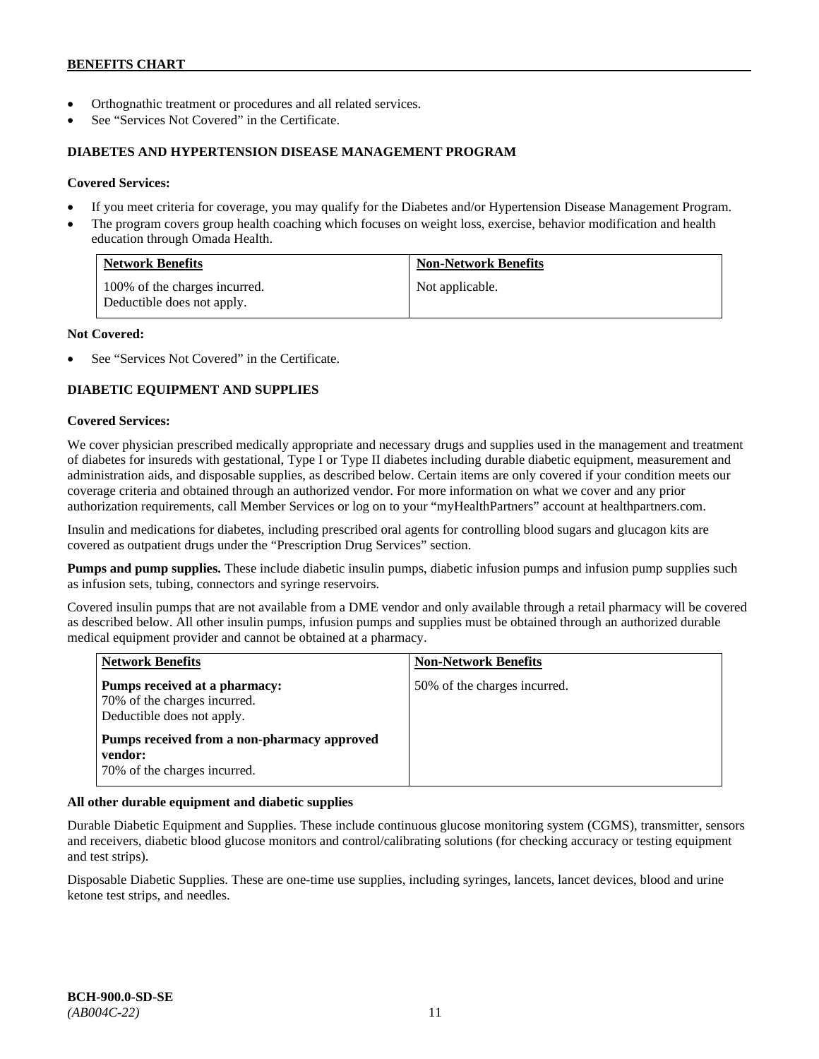- Orthognathic treatment or procedures and all related services.
- See "Services Not Covered" in the Certificate.

### DIABETES AND HYPERTENSION DISEASE MANAGEMENT PROGRAM

**Covered Services:**

- If you meet criteria for coverage, you may qualify for the Diabetes and/or Hypertension Disease Management Program.
- The program covers group health coaching which focuses on weight loss, exercise, behavior modification and health education through Omada Health.

| Network Benefits | Non-Network Benefits |
| --- | --- |
| 100% of the charges incurred. Deductible does not apply. | Not applicable. |

**Not Covered:**

- See "Services Not Covered" in the Certificate.

### DIABETIC EQUIPMENT AND SUPPLIES

**Covered Services:**

We cover physician prescribed medically appropriate and necessary drugs and supplies used in the management and treatment of diabetes for insureds with gestational, Type I or Type II diabetes including durable diabetic equipment, measurement and administration aids, and disposable supplies, as described below. Certain items are only covered if your condition meets our coverage criteria and obtained through an authorized vendor. For more information on what we cover and any prior authorization requirements, call Member Services or log on to your "myHealthPartners" account at healthpartners.com.

Insulin and medications for diabetes, including prescribed oral agents for controlling blood sugars and glucagon kits are covered as outpatient drugs under the "Prescription Drug Services" section.

**Pumps and pump supplies.** These include diabetic insulin pumps, diabetic infusion pumps and infusion pump supplies such as infusion sets, tubing, connectors and syringe reservoirs.

Covered insulin pumps that are not available from a DME vendor and only available through a retail pharmacy will be covered as described below. All other insulin pumps, infusion pumps and supplies must be obtained through an authorized durable medical equipment provider and cannot be obtained at a pharmacy.

| Network Benefits | Non-Network Benefits |
| --- | --- |
| **Pumps received at a pharmacy:** 70% of the charges incurred. Deductible does not apply. <br><br> **Pumps received from a non-pharmacy approved vendor:** 70% of the charges incurred. | 50% of the charges incurred. |

**All other durable equipment and diabetic supplies**

Durable Diabetic Equipment and Supplies. These include continuous glucose monitoring system (CGMS), transmitter, sensors and receivers, diabetic blood glucose monitors and control/calibrating solutions (for checking accuracy or testing equipment and test strips).

Disposable Diabetic Supplies. These are one-time use supplies, including syringes, lancets, lancet devices, blood and urine ketone test strips, and needles.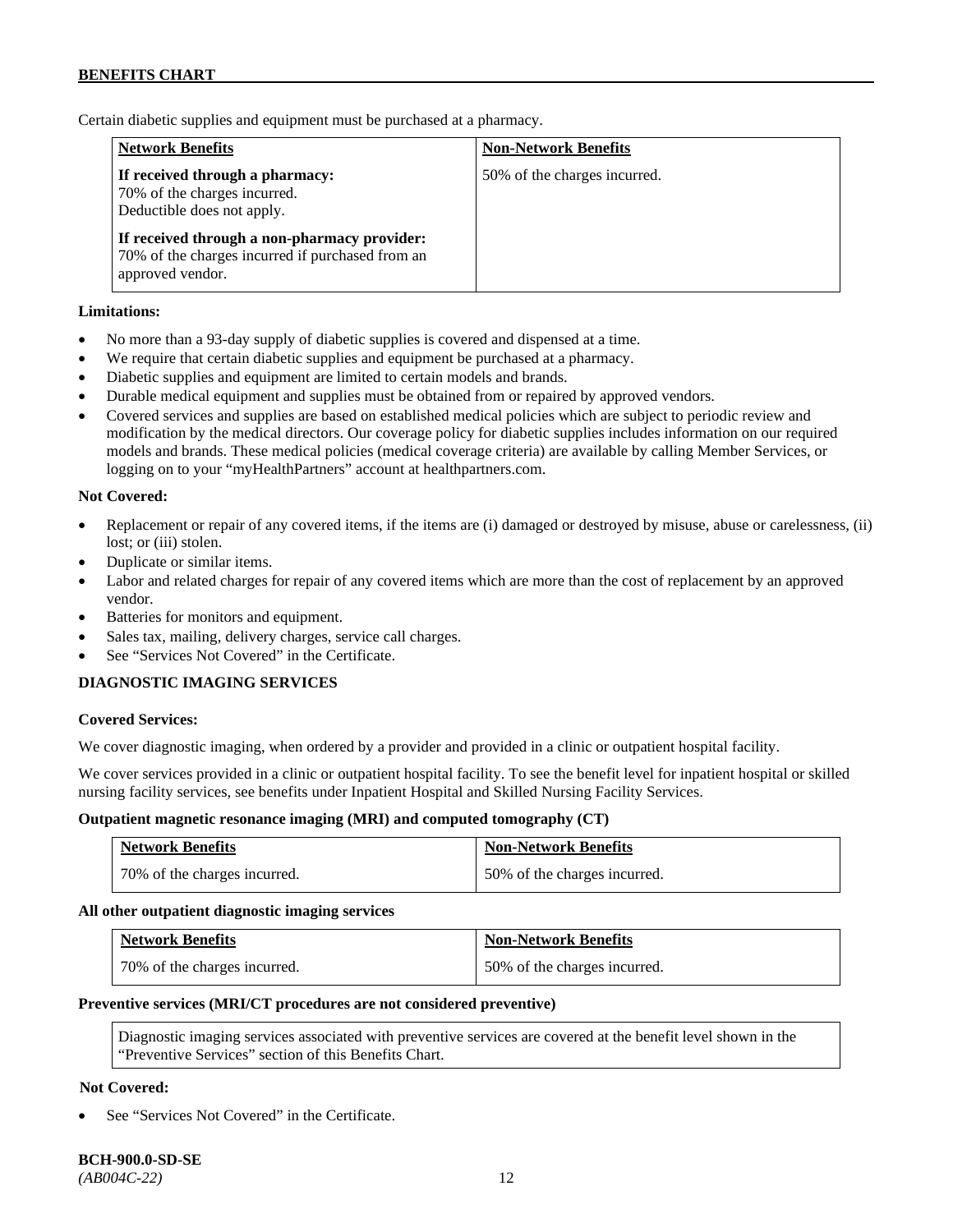Certain diabetic supplies and equipment must be purchased at a pharmacy.

| Network Benefits | Non-Network Benefits |
|---|---|
| **If received through a pharmacy:** 70% of the charges incurred. Deductible does not apply. **If received through a non-pharmacy provider:** 70% of the charges incurred if purchased from an approved vendor. | 50% of the charges incurred. |

**Limitations:**

- No more than a 93-day supply of diabetic supplies is covered and dispensed at a time.
- We require that certain diabetic supplies and equipment be purchased at a pharmacy.
- Diabetic supplies and equipment are limited to certain models and brands.
- Durable medical equipment and supplies must be obtained from or repaired by approved vendors.
- Covered services and supplies are based on established medical policies which are subject to periodic review and modification by the medical directors. Our coverage policy for diabetic supplies includes information on our required models and brands. These medical policies (medical coverage criteria) are available by calling Member Services, or logging on to your "myHealthPartners" account at healthpartners.com.

**Not Covered:**

- Replacement or repair of any covered items, if the items are (i) damaged or destroyed by misuse, abuse or carelessness, (ii) lost; or (iii) stolen.
- Duplicate or similar items.
- Labor and related charges for repair of any covered items which are more than the cost of replacement by an approved vendor.
- Batteries for monitors and equipment.
- Sales tax, mailing, delivery charges, service call charges.
- See "Services Not Covered" in the Certificate.

## DIAGNOSTIC IMAGING SERVICES

**Covered Services:**

We cover diagnostic imaging, when ordered by a provider and provided in a clinic or outpatient hospital facility.

We cover services provided in a clinic or outpatient hospital facility. To see the benefit level for inpatient hospital or skilled nursing facility services, see benefits under Inpatient Hospital and Skilled Nursing Facility Services.

**Outpatient magnetic resonance imaging (MRI) and computed tomography (CT)**

| Network Benefits | Non-Network Benefits |
|---|---|
| 70% of the charges incurred. | 50% of the charges incurred. |

**All other outpatient diagnostic imaging services**

| Network Benefits | Non-Network Benefits |
|---|---|
| 70% of the charges incurred. | 50% of the charges incurred. |

**Preventive services (MRI/CT procedures are not considered preventive)**

Diagnostic imaging services associated with preventive services are covered at the benefit level shown in the "Preventive Services" section of this Benefits Chart.

**Not Covered:**

- See "Services Not Covered" in the Certificate.

**BCH-900.0-SD-SE**
*(AB004C-22)*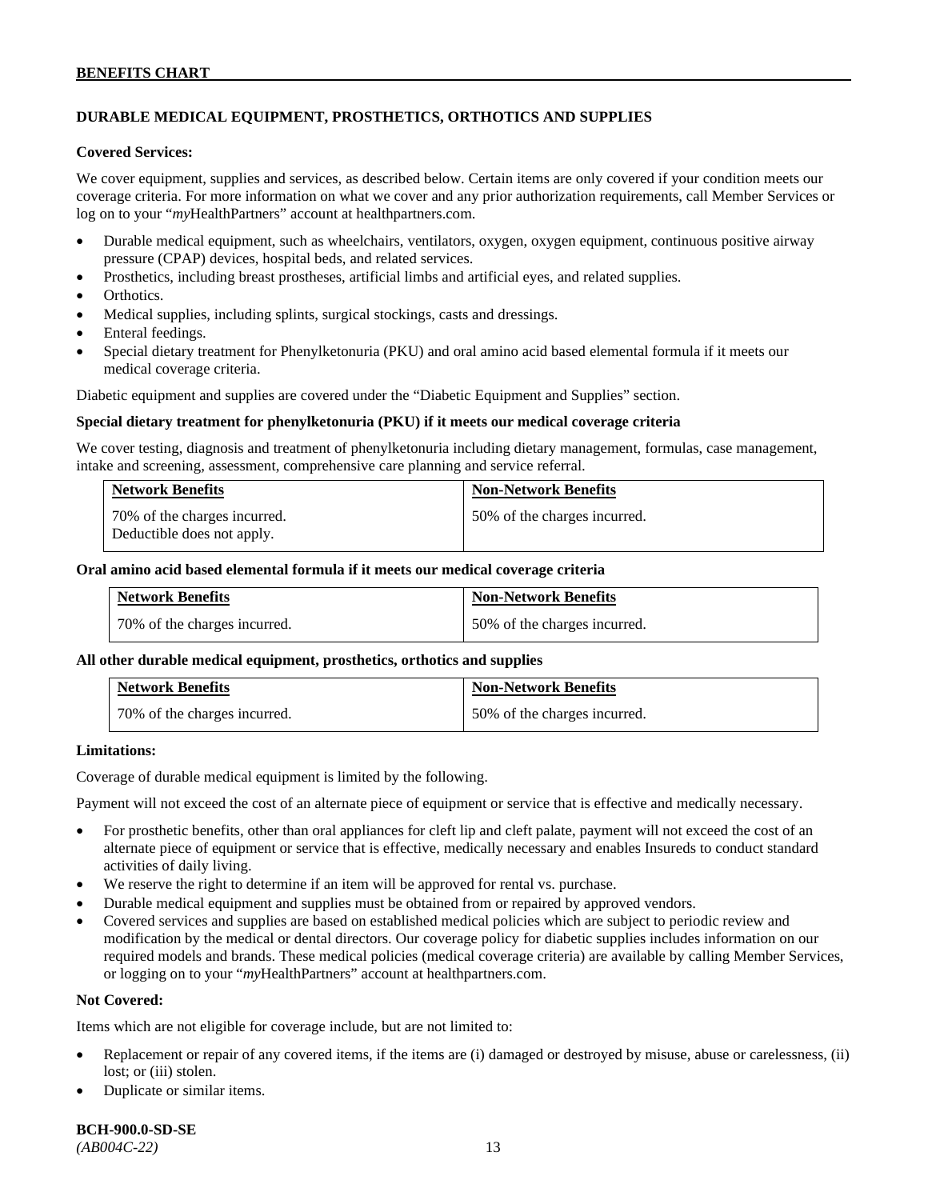## DURABLE MEDICAL EQUIPMENT, PROSTHETICS, ORTHOTICS AND SUPPLIES

**Covered Services:**

We cover equipment, supplies and services, as described below. Certain items are only covered if your condition meets our coverage criteria. For more information on what we cover and any prior authorization requirements, call Member Services or log on to your "*my*HealthPartners" account at healthpartners.com.

- Durable medical equipment, such as wheelchairs, ventilators, oxygen, oxygen equipment, continuous positive airway pressure (CPAP) devices, hospital beds, and related services.
- Prosthetics, including breast prostheses, artificial limbs and artificial eyes, and related supplies.
- Orthotics.
- Medical supplies, including splints, surgical stockings, casts and dressings.
- Enteral feedings.
- Special dietary treatment for Phenylketonuria (PKU) and oral amino acid based elemental formula if it meets our medical coverage criteria.

Diabetic equipment and supplies are covered under the "Diabetic Equipment and Supplies" section.

**Special dietary treatment for phenylketonuria (PKU) if it meets our medical coverage criteria**

We cover testing, diagnosis and treatment of phenylketonuria including dietary management, formulas, case management, intake and screening, assessment, comprehensive care planning and service referral.

| Network Benefits | Non-Network Benefits |
|---|---|
| 70% of the charges incurred. Deductible does not apply. | 50% of the charges incurred. |

**Oral amino acid based elemental formula if it meets our medical coverage criteria**

| Network Benefits | Non-Network Benefits |
|---|---|
| 70% of the charges incurred. | 50% of the charges incurred. |

**All other durable medical equipment, prosthetics, orthotics and supplies**

| Network Benefits | Non-Network Benefits |
|---|---|
| 70% of the charges incurred. | 50% of the charges incurred. |

**Limitations:**

Coverage of durable medical equipment is limited by the following.

Payment will not exceed the cost of an alternate piece of equipment or service that is effective and medically necessary.

- For prosthetic benefits, other than oral appliances for cleft lip and cleft palate, payment will not exceed the cost of an alternate piece of equipment or service that is effective, medically necessary and enables Insureds to conduct standard activities of daily living.
- We reserve the right to determine if an item will be approved for rental vs. purchase.
- Durable medical equipment and supplies must be obtained from or repaired by approved vendors.
- Covered services and supplies are based on established medical policies which are subject to periodic review and modification by the medical or dental directors. Our coverage policy for diabetic supplies includes information on our required models and brands. These medical policies (medical coverage criteria) are available by calling Member Services, or logging on to your "*my*HealthPartners" account at healthpartners.com.

**Not Covered:**

Items which are not eligible for coverage include, but are not limited to:

- Replacement or repair of any covered items, if the items are (i) damaged or destroyed by misuse, abuse or carelessness, (ii) lost; or (iii) stolen.
- Duplicate or similar items.

**BCH-900.0-SD-SE**
*(AB004C-22)*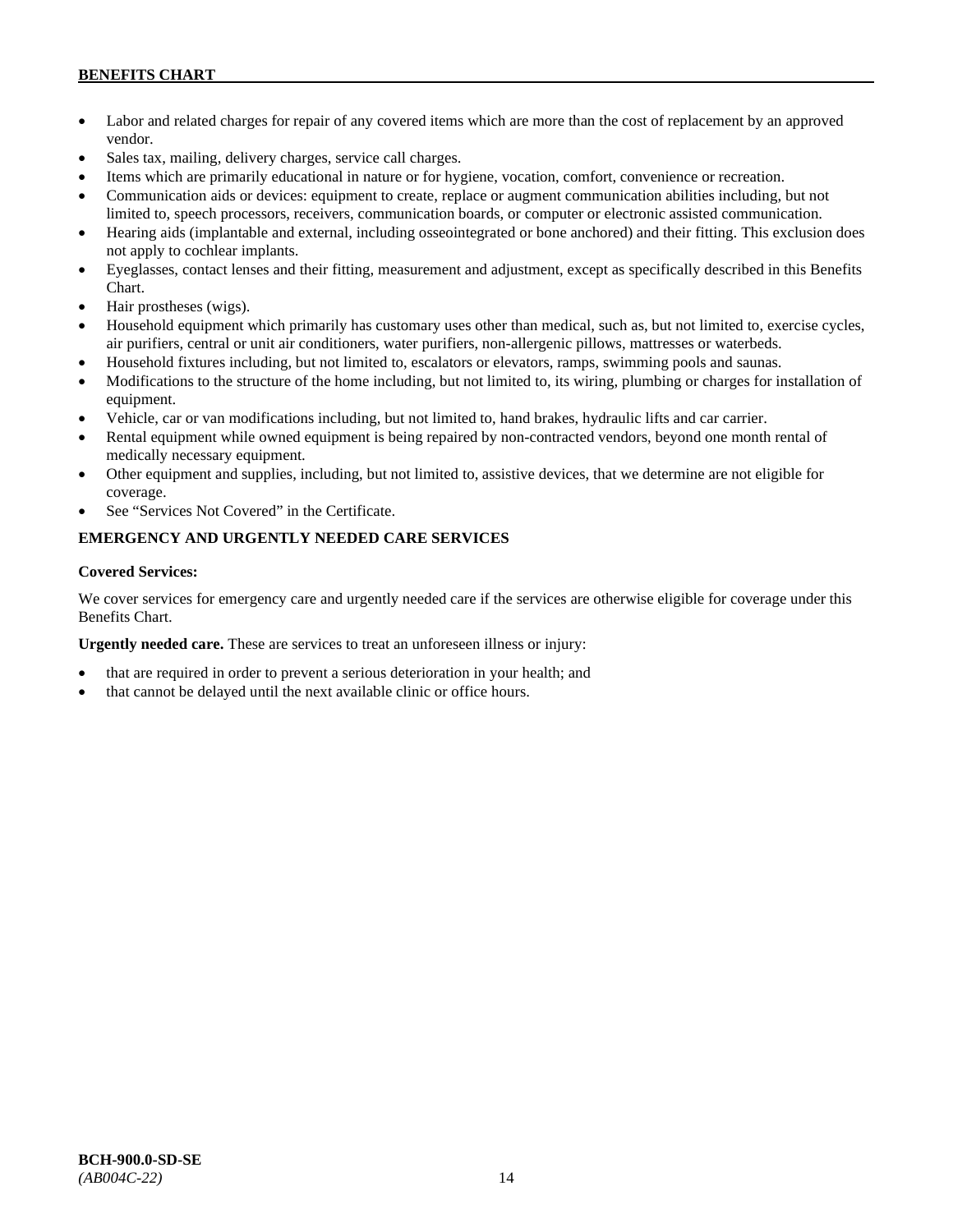- Labor and related charges for repair of any covered items which are more than the cost of replacement by an approved vendor.
- Sales tax, mailing, delivery charges, service call charges.
- Items which are primarily educational in nature or for hygiene, vocation, comfort, convenience or recreation.
- Communication aids or devices: equipment to create, replace or augment communication abilities including, but not limited to, speech processors, receivers, communication boards, or computer or electronic assisted communication.
- Hearing aids (implantable and external, including osseointegrated or bone anchored) and their fitting. This exclusion does not apply to cochlear implants.
- Eyeglasses, contact lenses and their fitting, measurement and adjustment, except as specifically described in this Benefits Chart.
- Hair prostheses (wigs).
- Household equipment which primarily has customary uses other than medical, such as, but not limited to, exercise cycles, air purifiers, central or unit air conditioners, water purifiers, non-allergenic pillows, mattresses or waterbeds.
- Household fixtures including, but not limited to, escalators or elevators, ramps, swimming pools and saunas.
- Modifications to the structure of the home including, but not limited to, its wiring, plumbing or charges for installation of equipment.
- Vehicle, car or van modifications including, but not limited to, hand brakes, hydraulic lifts and car carrier.
- Rental equipment while owned equipment is being repaired by non-contracted vendors, beyond one month rental of medically necessary equipment.
- Other equipment and supplies, including, but not limited to, assistive devices, that we determine are not eligible for coverage.
- See "Services Not Covered" in the Certificate.

## EMERGENCY AND URGENTLY NEEDED CARE SERVICES

**Covered Services:**

We cover services for emergency care and urgently needed care if the services are otherwise eligible for coverage under this Benefits Chart.

**Urgently needed care.** These are services to treat an unforeseen illness or injury:

- that are required in order to prevent a serious deterioration in your health; and
- that cannot be delayed until the next available clinic or office hours.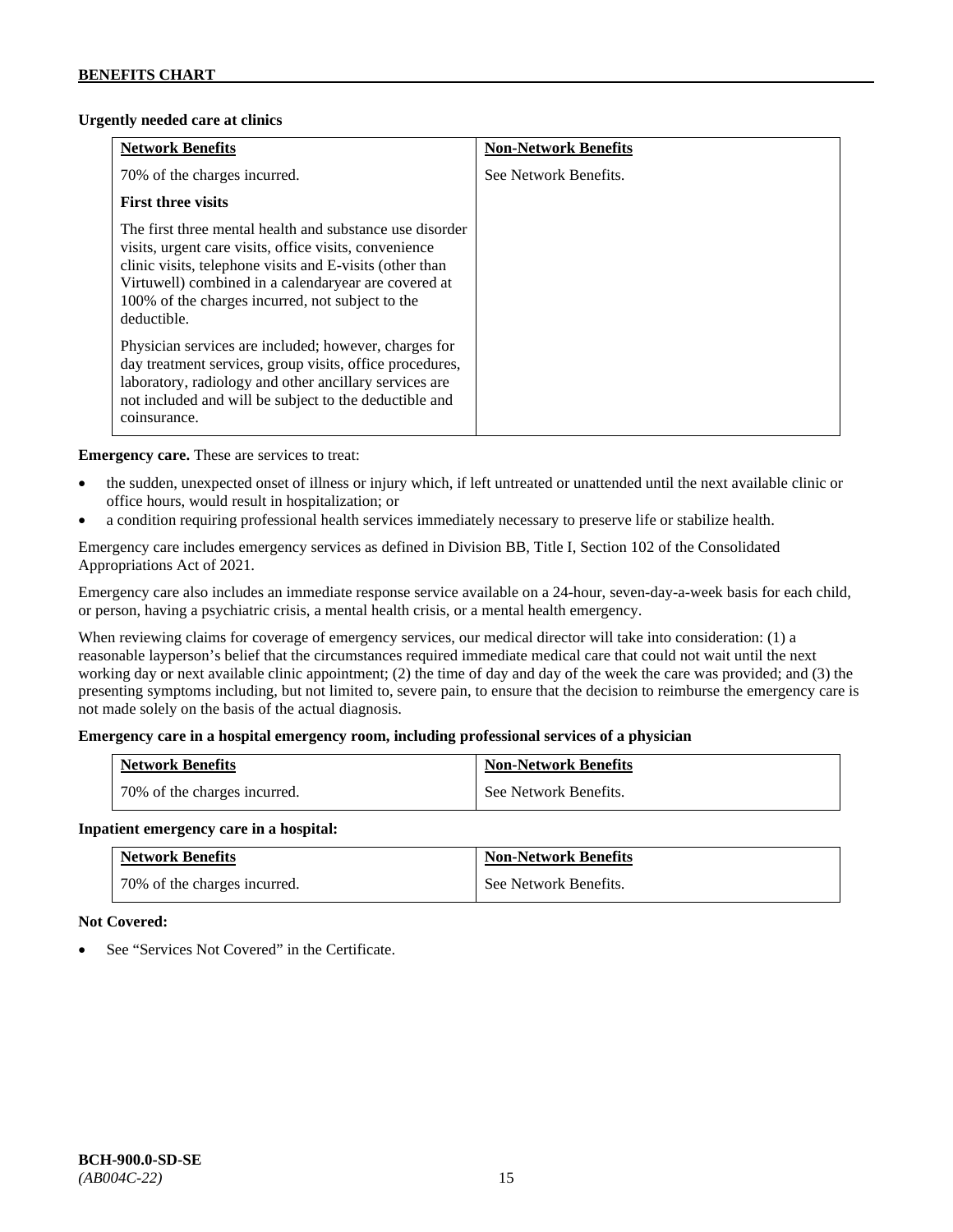**Urgently needed care at clinics**

| Network Benefits | Non-Network Benefits |
|---|---|
| 70% of the charges incurred.<br><br>**First three visits**<br><br>The first three mental health and substance use disorder visits, urgent care visits, office visits, convenience clinic visits, telephone visits and E-visits (other than Virtuwell) combined in a calendaryear are covered at 100% of the charges incurred, not subject to the deductible.<br><br>Physician services are included; however, charges for day treatment services, group visits, office procedures, laboratory, radiology and other ancillary services are not included and will be subject to the deductible and coinsurance. | See Network Benefits. |

**Emergency care.** These are services to treat:

- the sudden, unexpected onset of illness or injury which, if left untreated or unattended until the next available clinic or office hours, would result in hospitalization; or
- a condition requiring professional health services immediately necessary to preserve life or stabilize health.

Emergency care includes emergency services as defined in Division BB, Title I, Section 102 of the Consolidated Appropriations Act of 2021.

Emergency care also includes an immediate response service available on a 24-hour, seven-day-a-week basis for each child, or person, having a psychiatric crisis, a mental health crisis, or a mental health emergency.

When reviewing claims for coverage of emergency services, our medical director will take into consideration: (1) a reasonable layperson's belief that the circumstances required immediate medical care that could not wait until the next working day or next available clinic appointment; (2) the time of day and day of the week the care was provided; and (3) the presenting symptoms including, but not limited to, severe pain, to ensure that the decision to reimburse the emergency care is not made solely on the basis of the actual diagnosis.

**Emergency care in a hospital emergency room, including professional services of a physician**

| Network Benefits | Non-Network Benefits |
|---|---|
| 70% of the charges incurred. | See Network Benefits. |

**Inpatient emergency care in a hospital:**

| Network Benefits | Non-Network Benefits |
|---|---|
| 70% of the charges incurred. | See Network Benefits. |

**Not Covered:**

- See "Services Not Covered" in the Certificate.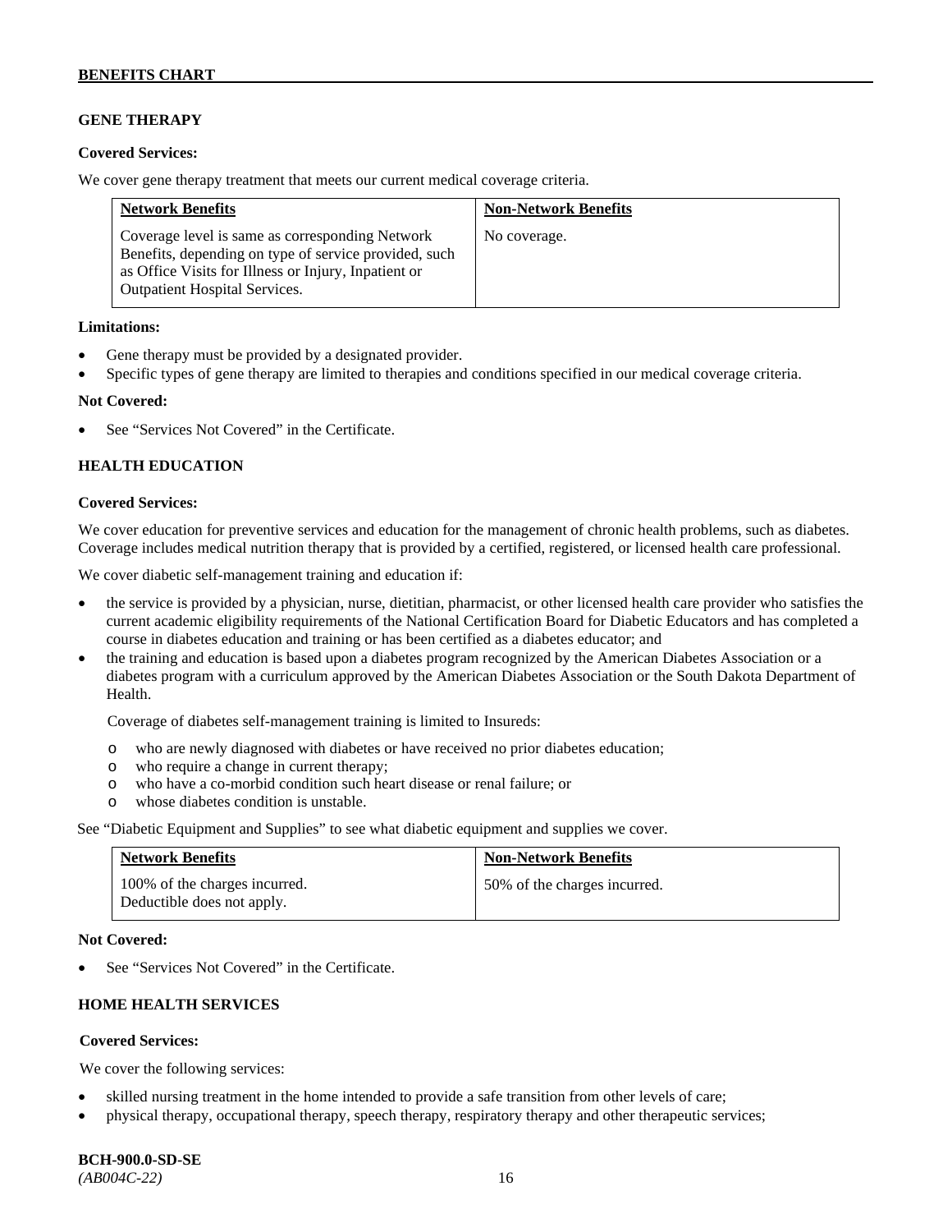## GENE THERAPY

**Covered Services:**

We cover gene therapy treatment that meets our current medical coverage criteria.

| Network Benefits | Non-Network Benefits |
| --- | --- |
| Coverage level is same as corresponding Network Benefits, depending on type of service provided, such as Office Visits for Illness or Injury, Inpatient or Outpatient Hospital Services. | No coverage. |

**Limitations:**

- Gene therapy must be provided by a designated provider.
- Specific types of gene therapy are limited to therapies and conditions specified in our medical coverage criteria.

**Not Covered:**

- See "Services Not Covered" in the Certificate.

## HEALTH EDUCATION

**Covered Services:**

We cover education for preventive services and education for the management of chronic health problems, such as diabetes. Coverage includes medical nutrition therapy that is provided by a certified, registered, or licensed health care professional.

We cover diabetic self-management training and education if:

- the service is provided by a physician, nurse, dietitian, pharmacist, or other licensed health care provider who satisfies the current academic eligibility requirements of the National Certification Board for Diabetic Educators and has completed a course in diabetes education and training or has been certified as a diabetes educator; and
- the training and education is based upon a diabetes program recognized by the American Diabetes Association or a diabetes program with a curriculum approved by the American Diabetes Association or the South Dakota Department of Health.

  Coverage of diabetes self-management training is limited to Insureds:

  - who are newly diagnosed with diabetes or have received no prior diabetes education;
  - who require a change in current therapy;
  - who have a co-morbid condition such heart disease or renal failure; or
  - whose diabetes condition is unstable.

See "Diabetic Equipment and Supplies" to see what diabetic equipment and supplies we cover.

| Network Benefits | Non-Network Benefits |
| --- | --- |
| 100% of the charges incurred. Deductible does not apply. | 50% of the charges incurred. |

**Not Covered:**

- See "Services Not Covered" in the Certificate.

## HOME HEALTH SERVICES

**Covered Services:**

We cover the following services:

- skilled nursing treatment in the home intended to provide a safe transition from other levels of care;
- physical therapy, occupational therapy, speech therapy, respiratory therapy and other therapeutic services;

BCH-900.0-SD-SE
*(AB004C-22)*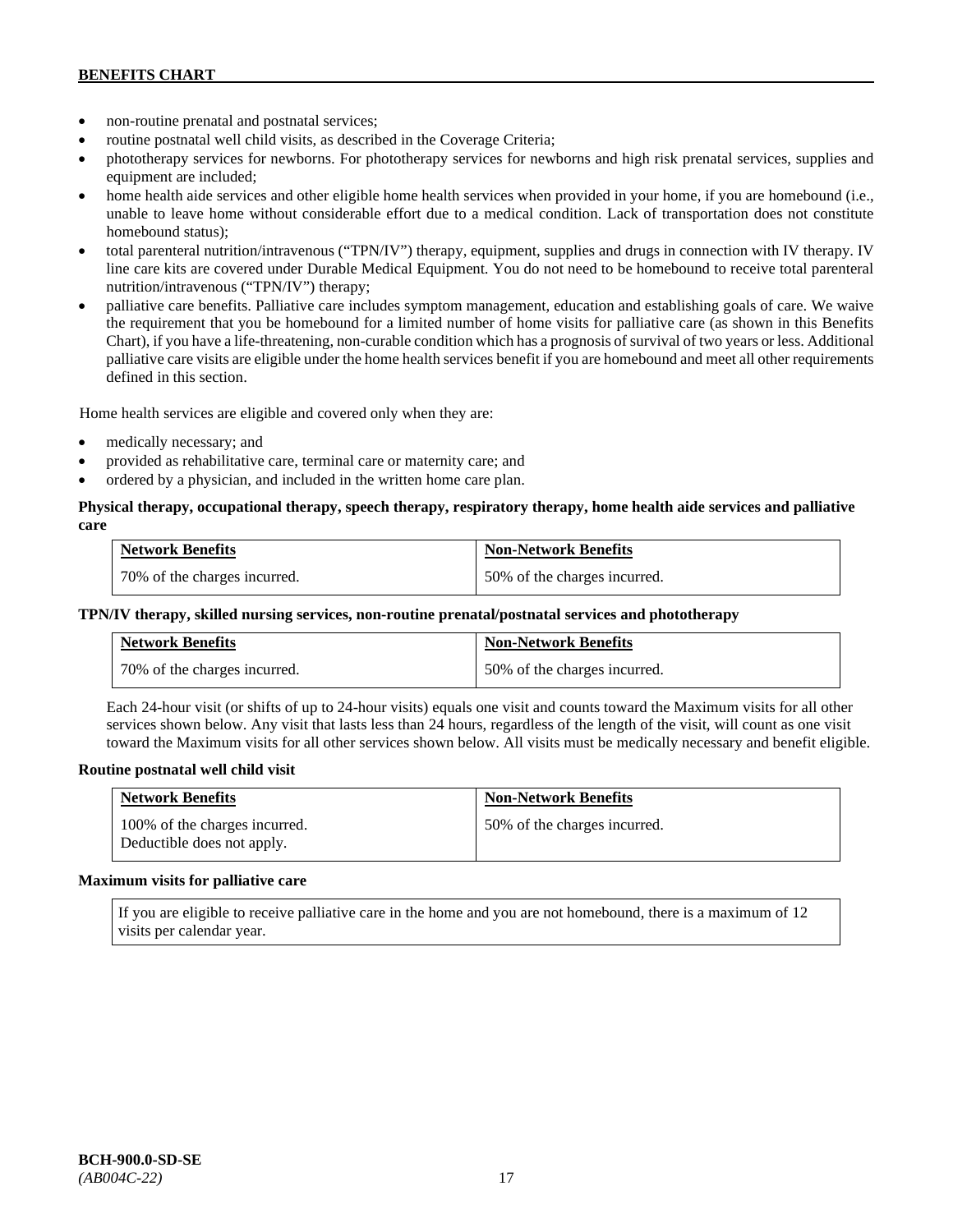- non-routine prenatal and postnatal services;
- routine postnatal well child visits, as described in the Coverage Criteria;
- phototherapy services for newborns. For phototherapy services for newborns and high risk prenatal services, supplies and equipment are included;
- home health aide services and other eligible home health services when provided in your home, if you are homebound (i.e., unable to leave home without considerable effort due to a medical condition. Lack of transportation does not constitute homebound status);
- total parenteral nutrition/intravenous ("TPN/IV") therapy, equipment, supplies and drugs in connection with IV therapy. IV line care kits are covered under Durable Medical Equipment. You do not need to be homebound to receive total parenteral nutrition/intravenous ("TPN/IV") therapy;
- palliative care benefits. Palliative care includes symptom management, education and establishing goals of care. We waive the requirement that you be homebound for a limited number of home visits for palliative care (as shown in this Benefits Chart), if you have a life-threatening, non-curable condition which has a prognosis of survival of two years or less. Additional palliative care visits are eligible under the home health services benefit if you are homebound and meet all other requirements defined in this section.

Home health services are eligible and covered only when they are:

- medically necessary; and
- provided as rehabilitative care, terminal care or maternity care; and
- ordered by a physician, and included in the written home care plan.

**Physical therapy, occupational therapy, speech therapy, respiratory therapy, home health aide services and palliative care**

| Network Benefits | Non-Network Benefits |
|---|---|
| 70% of the charges incurred. | 50% of the charges incurred. |

**TPN/IV therapy, skilled nursing services, non-routine prenatal/postnatal services and phototherapy**

| Network Benefits | Non-Network Benefits |
|---|---|
| 70% of the charges incurred. | 50% of the charges incurred. |

Each 24-hour visit (or shifts of up to 24-hour visits) equals one visit and counts toward the Maximum visits for all other services shown below. Any visit that lasts less than 24 hours, regardless of the length of the visit, will count as one visit toward the Maximum visits for all other services shown below. All visits must be medically necessary and benefit eligible.

**Routine postnatal well child visit**

| Network Benefits | Non-Network Benefits |
|---|---|
| 100% of the charges incurred. Deductible does not apply. | 50% of the charges incurred. |

**Maximum visits for palliative care**

| If you are eligible to receive palliative care in the home and you are not homebound, there is a maximum of 12 visits per calendar year. |
|---|

BCH-900.0-SD-SE
*(AB004C-22)*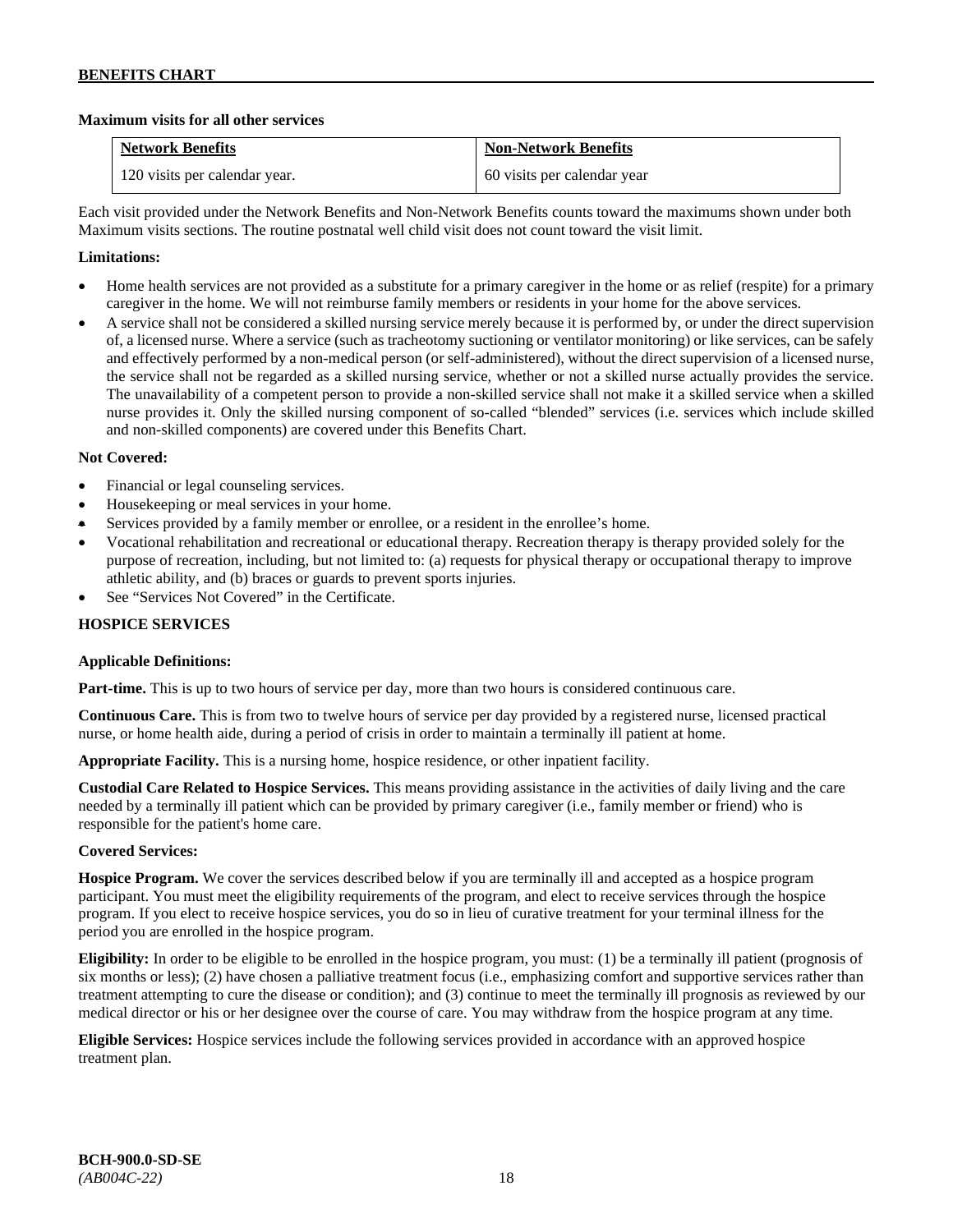**Maximum visits for all other services**

| Network Benefits | Non-Network Benefits |
|---|---|
| 120 visits per calendar year. | 60 visits per calendar year |

Each visit provided under the Network Benefits and Non-Network Benefits counts toward the maximums shown under both Maximum visits sections. The routine postnatal well child visit does not count toward the visit limit.

**Limitations:**

- Home health services are not provided as a substitute for a primary caregiver in the home or as relief (respite) for a primary caregiver in the home. We will not reimburse family members or residents in your home for the above services.
- A service shall not be considered a skilled nursing service merely because it is performed by, or under the direct supervision of, a licensed nurse. Where a service (such as tracheotomy suctioning or ventilator monitoring) or like services, can be safely and effectively performed by a non-medical person (or self-administered), without the direct supervision of a licensed nurse, the service shall not be regarded as a skilled nursing service, whether or not a skilled nurse actually provides the service. The unavailability of a competent person to provide a non-skilled service shall not make it a skilled service when a skilled nurse provides it. Only the skilled nursing component of so-called "blended" services (i.e. services which include skilled and non-skilled components) are covered under this Benefits Chart.

**Not Covered:**

- Financial or legal counseling services.
- Housekeeping or meal services in your home.
- Services provided by a family member or enrollee, or a resident in the enrollee's home.
- Vocational rehabilitation and recreational or educational therapy. Recreation therapy is therapy provided solely for the purpose of recreation, including, but not limited to: (a) requests for physical therapy or occupational therapy to improve athletic ability, and (b) braces or guards to prevent sports injuries.
- See "Services Not Covered" in the Certificate.

## HOSPICE SERVICES

**Applicable Definitions:**

**Part-time.** This is up to two hours of service per day, more than two hours is considered continuous care.

**Continuous Care.** This is from two to twelve hours of service per day provided by a registered nurse, licensed practical nurse, or home health aide, during a period of crisis in order to maintain a terminally ill patient at home.

**Appropriate Facility.** This is a nursing home, hospice residence, or other inpatient facility.

**Custodial Care Related to Hospice Services.** This means providing assistance in the activities of daily living and the care needed by a terminally ill patient which can be provided by primary caregiver (i.e., family member or friend) who is responsible for the patient's home care.

**Covered Services:**

**Hospice Program.** We cover the services described below if you are terminally ill and accepted as a hospice program participant. You must meet the eligibility requirements of the program, and elect to receive services through the hospice program. If you elect to receive hospice services, you do so in lieu of curative treatment for your terminal illness for the period you are enrolled in the hospice program.

**Eligibility:** In order to be eligible to be enrolled in the hospice program, you must: (1) be a terminally ill patient (prognosis of six months or less); (2) have chosen a palliative treatment focus (i.e., emphasizing comfort and supportive services rather than treatment attempting to cure the disease or condition); and (3) continue to meet the terminally ill prognosis as reviewed by our medical director or his or her designee over the course of care. You may withdraw from the hospice program at any time.

**Eligible Services:** Hospice services include the following services provided in accordance with an approved hospice treatment plan.

**BCH-900.0-SD-SE**
*(AB004C-22)*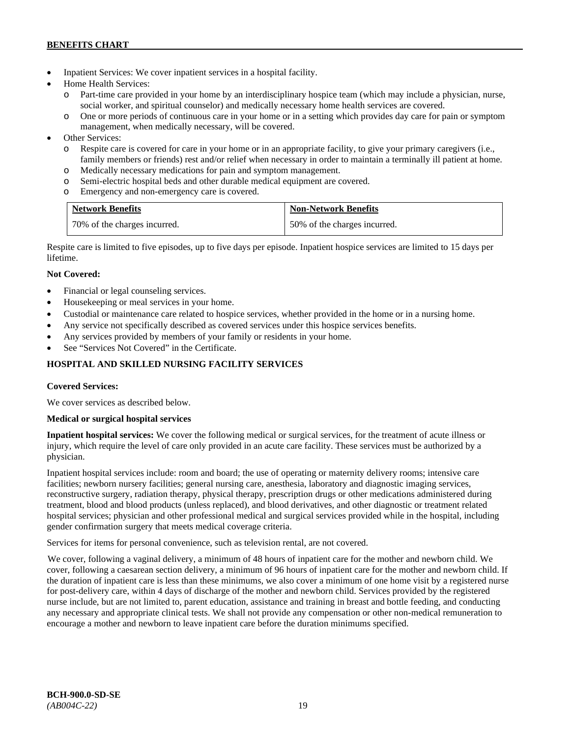- Inpatient Services: We cover inpatient services in a hospital facility.
- Home Health Services:
  - o Part-time care provided in your home by an interdisciplinary hospice team (which may include a physician, nurse, social worker, and spiritual counselor) and medically necessary home health services are covered.
  - o One or more periods of continuous care in your home or in a setting which provides day care for pain or symptom management, when medically necessary, will be covered.
- Other Services:
  - o Respite care is covered for care in your home or in an appropriate facility, to give your primary caregivers (i.e., family members or friends) rest and/or relief when necessary in order to maintain a terminally ill patient at home.
  - o Medically necessary medications for pain and symptom management.
  - o Semi-electric hospital beds and other durable medical equipment are covered.
  - o Emergency and non-emergency care is covered.

| Network Benefits | Non-Network Benefits |
|---|---|
| 70% of the charges incurred. | 50% of the charges incurred. |

Respite care is limited to five episodes, up to five days per episode. Inpatient hospice services are limited to 15 days per lifetime.

**Not Covered:**

- Financial or legal counseling services.
- Housekeeping or meal services in your home.
- Custodial or maintenance care related to hospice services, whether provided in the home or in a nursing home.
- Any service not specifically described as covered services under this hospice services benefits.
- Any services provided by members of your family or residents in your home.
- See "Services Not Covered" in the Certificate.

## HOSPITAL AND SKILLED NURSING FACILITY SERVICES

**Covered Services:**

We cover services as described below.

**Medical or surgical hospital services**

**Inpatient hospital services:** We cover the following medical or surgical services, for the treatment of acute illness or injury, which require the level of care only provided in an acute care facility. These services must be authorized by a physician.

Inpatient hospital services include: room and board; the use of operating or maternity delivery rooms; intensive care facilities; newborn nursery facilities; general nursing care, anesthesia, laboratory and diagnostic imaging services, reconstructive surgery, radiation therapy, physical therapy, prescription drugs or other medications administered during treatment, blood and blood products (unless replaced), and blood derivatives, and other diagnostic or treatment related hospital services; physician and other professional medical and surgical services provided while in the hospital, including gender confirmation surgery that meets medical coverage criteria.

Services for items for personal convenience, such as television rental, are not covered.

We cover, following a vaginal delivery, a minimum of 48 hours of inpatient care for the mother and newborn child. We cover, following a caesarean section delivery, a minimum of 96 hours of inpatient care for the mother and newborn child. If the duration of inpatient care is less than these minimums, we also cover a minimum of one home visit by a registered nurse for post-delivery care, within 4 days of discharge of the mother and newborn child. Services provided by the registered nurse include, but are not limited to, parent education, assistance and training in breast and bottle feeding, and conducting any necessary and appropriate clinical tests. We shall not provide any compensation or other non-medical remuneration to encourage a mother and newborn to leave inpatient care before the duration minimums specified.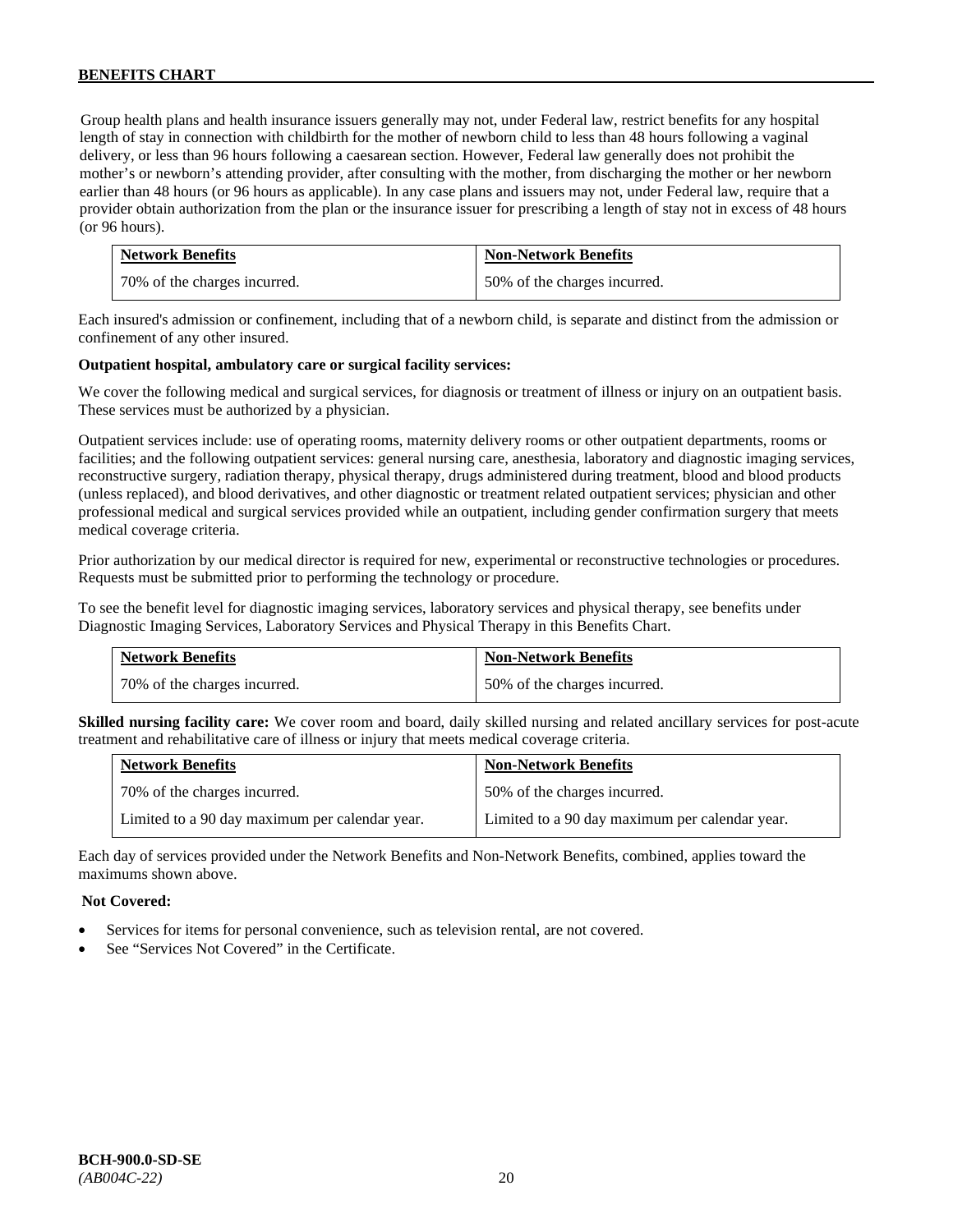Group health plans and health insurance issuers generally may not, under Federal law, restrict benefits for any hospital length of stay in connection with childbirth for the mother of newborn child to less than 48 hours following a vaginal delivery, or less than 96 hours following a caesarean section. However, Federal law generally does not prohibit the mother's or newborn's attending provider, after consulting with the mother, from discharging the mother or her newborn earlier than 48 hours (or 96 hours as applicable). In any case plans and issuers may not, under Federal law, require that a provider obtain authorization from the plan or the insurance issuer for prescribing a length of stay not in excess of 48 hours (or 96 hours).

| Network Benefits | Non-Network Benefits |
|---|---|
| 70% of the charges incurred. | 50% of the charges incurred. |

Each insured's admission or confinement, including that of a newborn child, is separate and distinct from the admission or confinement of any other insured.

**Outpatient hospital, ambulatory care or surgical facility services:**

We cover the following medical and surgical services, for diagnosis or treatment of illness or injury on an outpatient basis. These services must be authorized by a physician.

Outpatient services include: use of operating rooms, maternity delivery rooms or other outpatient departments, rooms or facilities; and the following outpatient services: general nursing care, anesthesia, laboratory and diagnostic imaging services, reconstructive surgery, radiation therapy, physical therapy, drugs administered during treatment, blood and blood products (unless replaced), and blood derivatives, and other diagnostic or treatment related outpatient services; physician and other professional medical and surgical services provided while an outpatient, including gender confirmation surgery that meets medical coverage criteria.

Prior authorization by our medical director is required for new, experimental or reconstructive technologies or procedures. Requests must be submitted prior to performing the technology or procedure.

To see the benefit level for diagnostic imaging services, laboratory services and physical therapy, see benefits under Diagnostic Imaging Services, Laboratory Services and Physical Therapy in this Benefits Chart.

| Network Benefits | Non-Network Benefits |
|---|---|
| 70% of the charges incurred. | 50% of the charges incurred. |

**Skilled nursing facility care:** We cover room and board, daily skilled nursing and related ancillary services for post-acute treatment and rehabilitative care of illness or injury that meets medical coverage criteria.

| Network Benefits | Non-Network Benefits |
|---|---|
| 70% of the charges incurred. | 50% of the charges incurred. |
| Limited to a 90 day maximum per calendar year. | Limited to a 90 day maximum per calendar year. |

Each day of services provided under the Network Benefits and Non-Network Benefits, combined, applies toward the maximums shown above.

**Not Covered:**

- Services for items for personal convenience, such as television rental, are not covered.
- See "Services Not Covered" in the Certificate.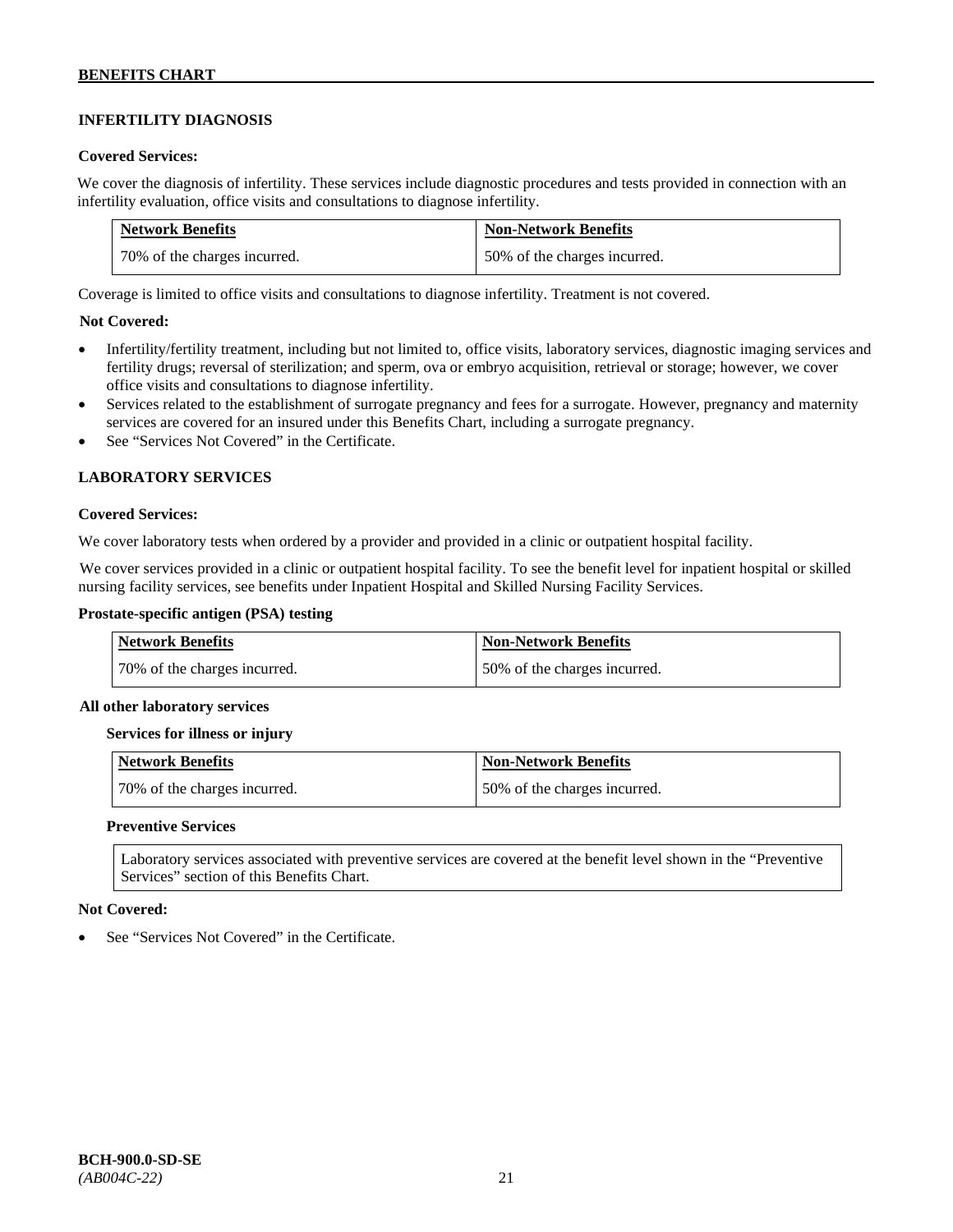## INFERTILITY DIAGNOSIS

**Covered Services:**

We cover the diagnosis of infertility. These services include diagnostic procedures and tests provided in connection with an infertility evaluation, office visits and consultations to diagnose infertility.

| Network Benefits | Non-Network Benefits |
|---|---|
| 70% of the charges incurred. | 50% of the charges incurred. |

Coverage is limited to office visits and consultations to diagnose infertility. Treatment is not covered.

**Not Covered:**

- Infertility/fertility treatment, including but not limited to, office visits, laboratory services, diagnostic imaging services and fertility drugs; reversal of sterilization; and sperm, ova or embryo acquisition, retrieval or storage; however, we cover office visits and consultations to diagnose infertility.
- Services related to the establishment of surrogate pregnancy and fees for a surrogate. However, pregnancy and maternity services are covered for an insured under this Benefits Chart, including a surrogate pregnancy.
- See "Services Not Covered" in the Certificate.

## LABORATORY SERVICES

**Covered Services:**

We cover laboratory tests when ordered by a provider and provided in a clinic or outpatient hospital facility.

We cover services provided in a clinic or outpatient hospital facility. To see the benefit level for inpatient hospital or skilled nursing facility services, see benefits under Inpatient Hospital and Skilled Nursing Facility Services.

**Prostate-specific antigen (PSA) testing**

| Network Benefits | Non-Network Benefits |
|---|---|
| 70% of the charges incurred. | 50% of the charges incurred. |

**All other laboratory services**

**Services for illness or injury**

| Network Benefits | Non-Network Benefits |
|---|---|
| 70% of the charges incurred. | 50% of the charges incurred. |

**Preventive Services**

Laboratory services associated with preventive services are covered at the benefit level shown in the "Preventive Services" section of this Benefits Chart.

**Not Covered:**

- See "Services Not Covered" in the Certificate.

**BCH-900.0-SD-SE**
*(AB004C-22)*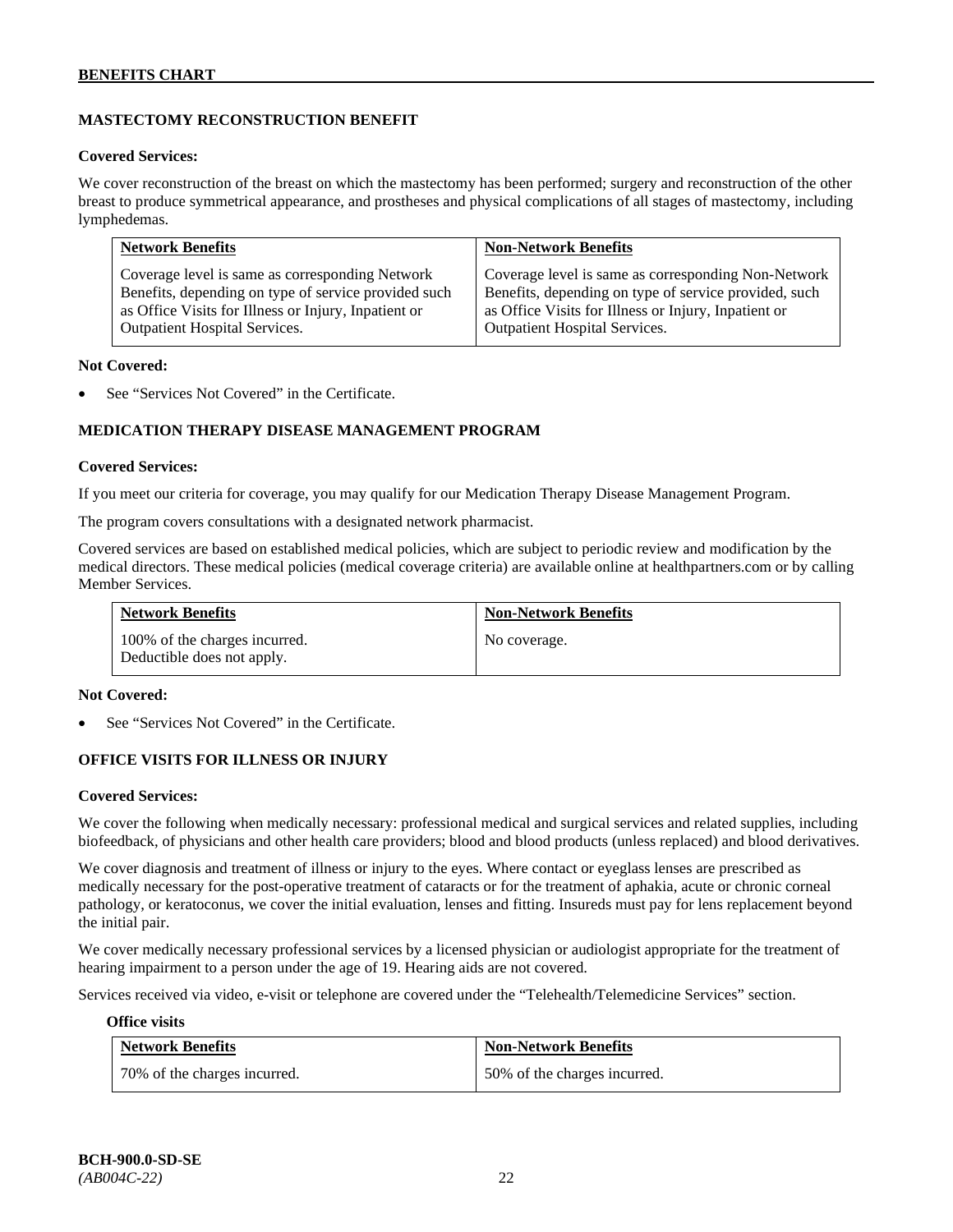## MASTECTOMY RECONSTRUCTION BENEFIT

**Covered Services:**

We cover reconstruction of the breast on which the mastectomy has been performed; surgery and reconstruction of the other breast to produce symmetrical appearance, and prostheses and physical complications of all stages of mastectomy, including lymphedemas.

| Network Benefits | Non-Network Benefits |
|---|---|
| Coverage level is same as corresponding Network Benefits, depending on type of service provided such as Office Visits for Illness or Injury, Inpatient or Outpatient Hospital Services. | Coverage level is same as corresponding Non-Network Benefits, depending on type of service provided, such as Office Visits for Illness or Injury, Inpatient or Outpatient Hospital Services. |

**Not Covered:**

- See "Services Not Covered" in the Certificate.

## MEDICATION THERAPY DISEASE MANAGEMENT PROGRAM

**Covered Services:**

If you meet our criteria for coverage, you may qualify for our Medication Therapy Disease Management Program.

The program covers consultations with a designated network pharmacist.

Covered services are based on established medical policies, which are subject to periodic review and modification by the medical directors. These medical policies (medical coverage criteria) are available online at healthpartners.com or by calling Member Services.

| Network Benefits | Non-Network Benefits |
|---|---|
| 100% of the charges incurred. Deductible does not apply. | No coverage. |

**Not Covered:**

- See "Services Not Covered" in the Certificate.

## OFFICE VISITS FOR ILLNESS OR INJURY

**Covered Services:**

We cover the following when medically necessary: professional medical and surgical services and related supplies, including biofeedback, of physicians and other health care providers; blood and blood products (unless replaced) and blood derivatives.

We cover diagnosis and treatment of illness or injury to the eyes. Where contact or eyeglass lenses are prescribed as medically necessary for the post-operative treatment of cataracts or for the treatment of aphakia, acute or chronic corneal pathology, or keratoconus, we cover the initial evaluation, lenses and fitting. Insureds must pay for lens replacement beyond the initial pair.

We cover medically necessary professional services by a licensed physician or audiologist appropriate for the treatment of hearing impairment to a person under the age of 19. Hearing aids are not covered.

Services received via video, e-visit or telephone are covered under the "Telehealth/Telemedicine Services" section.

**Office visits**

| Network Benefits | Non-Network Benefits |
|---|---|
| 70% of the charges incurred. | 50% of the charges incurred. |

**BCH-900.0-SD-SE**
*(AB004C-22)*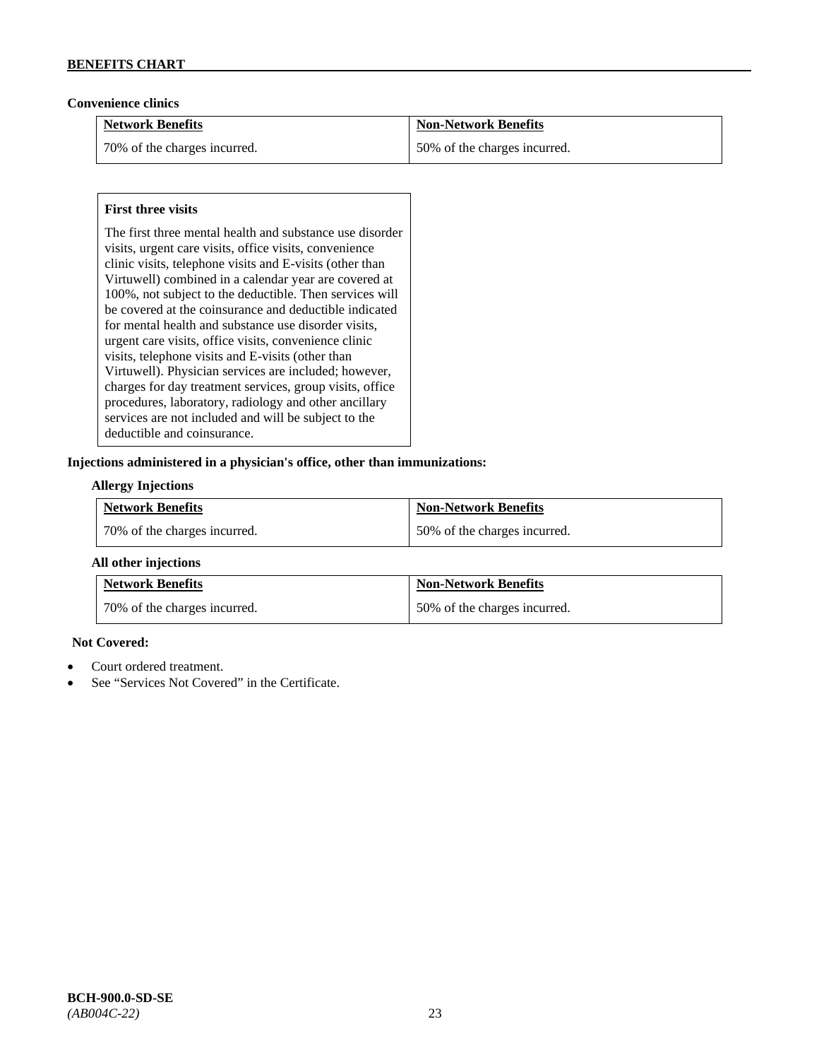**Convenience clinics**

| Network Benefits | Non-Network Benefits |
| --- | --- |
| 70% of the charges incurred. | 50% of the charges incurred. |

**First three visits**

The first three mental health and substance use disorder visits, urgent care visits, office visits, convenience clinic visits, telephone visits and E-visits (other than Virtuwell) combined in a calendar year are covered at 100%, not subject to the deductible. Then services will be covered at the coinsurance and deductible indicated for mental health and substance use disorder visits, urgent care visits, office visits, convenience clinic visits, telephone visits and E-visits (other than Virtuwell). Physician services are included; however, charges for day treatment services, group visits, office procedures, laboratory, radiology and other ancillary services are not included and will be subject to the deductible and coinsurance.

**Injections administered in a physician's office, other than immunizations:**

**Allergy Injections**

| Network Benefits | Non-Network Benefits |
| --- | --- |
| 70% of the charges incurred. | 50% of the charges incurred. |

**All other injections**

| Network Benefits | Non-Network Benefits |
| --- | --- |
| 70% of the charges incurred. | 50% of the charges incurred. |

**Not Covered:**

- Court ordered treatment.
- See "Services Not Covered" in the Certificate.

**BCH-900.0-SD-SE**
*(AB004C-22)*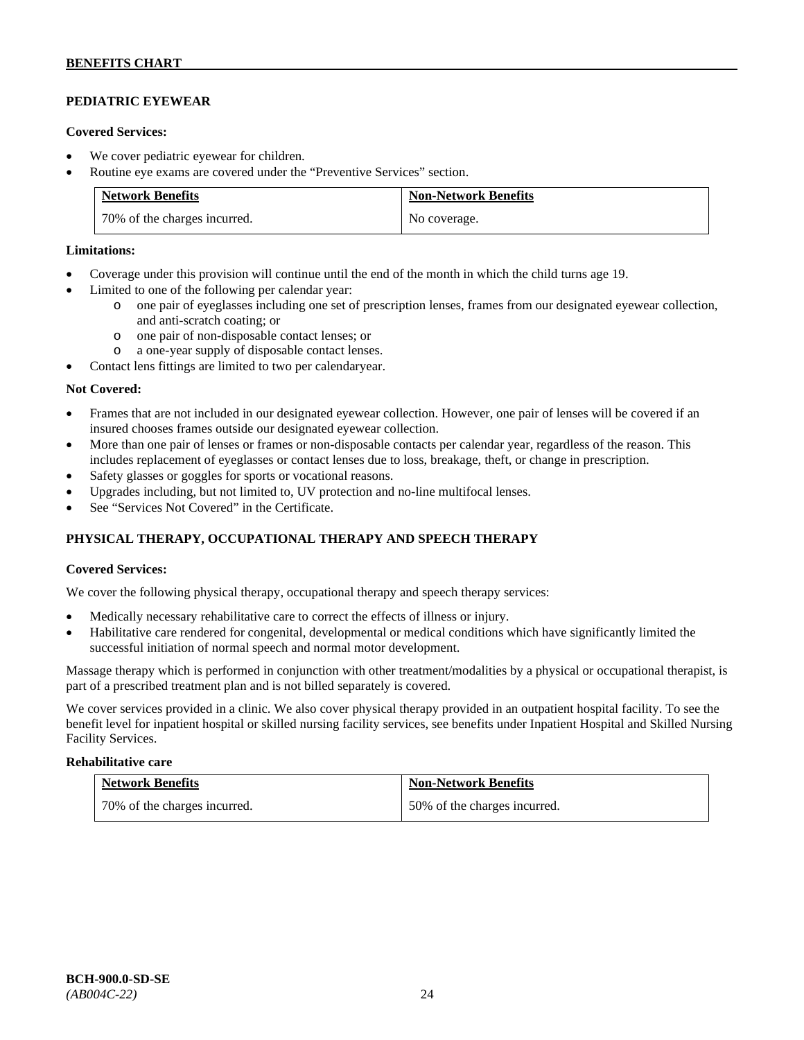## PEDIATRIC EYEWEAR

**Covered Services:**

- We cover pediatric eyewear for children.
- Routine eye exams are covered under the "Preventive Services" section.

| Network Benefits | Non-Network Benefits |
|---|---|
| 70% of the charges incurred. | No coverage. |

**Limitations:**

- Coverage under this provision will continue until the end of the month in which the child turns age 19.
- Limited to one of the following per calendar year:
  - one pair of eyeglasses including one set of prescription lenses, frames from our designated eyewear collection, and anti-scratch coating; or
  - one pair of non-disposable contact lenses; or
  - a one-year supply of disposable contact lenses.
- Contact lens fittings are limited to two per calendaryear.

**Not Covered:**

- Frames that are not included in our designated eyewear collection. However, one pair of lenses will be covered if an insured chooses frames outside our designated eyewear collection.
- More than one pair of lenses or frames or non-disposable contacts per calendar year, regardless of the reason. This includes replacement of eyeglasses or contact lenses due to loss, breakage, theft, or change in prescription.
- Safety glasses or goggles for sports or vocational reasons.
- Upgrades including, but not limited to, UV protection and no-line multifocal lenses.
- See "Services Not Covered" in the Certificate.

## PHYSICAL THERAPY, OCCUPATIONAL THERAPY AND SPEECH THERAPY

**Covered Services:**

We cover the following physical therapy, occupational therapy and speech therapy services:

- Medically necessary rehabilitative care to correct the effects of illness or injury.
- Habilitative care rendered for congenital, developmental or medical conditions which have significantly limited the successful initiation of normal speech and normal motor development.

Massage therapy which is performed in conjunction with other treatment/modalities by a physical or occupational therapist, is part of a prescribed treatment plan and is not billed separately is covered.

We cover services provided in a clinic. We also cover physical therapy provided in an outpatient hospital facility. To see the benefit level for inpatient hospital or skilled nursing facility services, see benefits under Inpatient Hospital and Skilled Nursing Facility Services.

**Rehabilitative care**

| Network Benefits | Non-Network Benefits |
|---|---|
| 70% of the charges incurred. | 50% of the charges incurred. |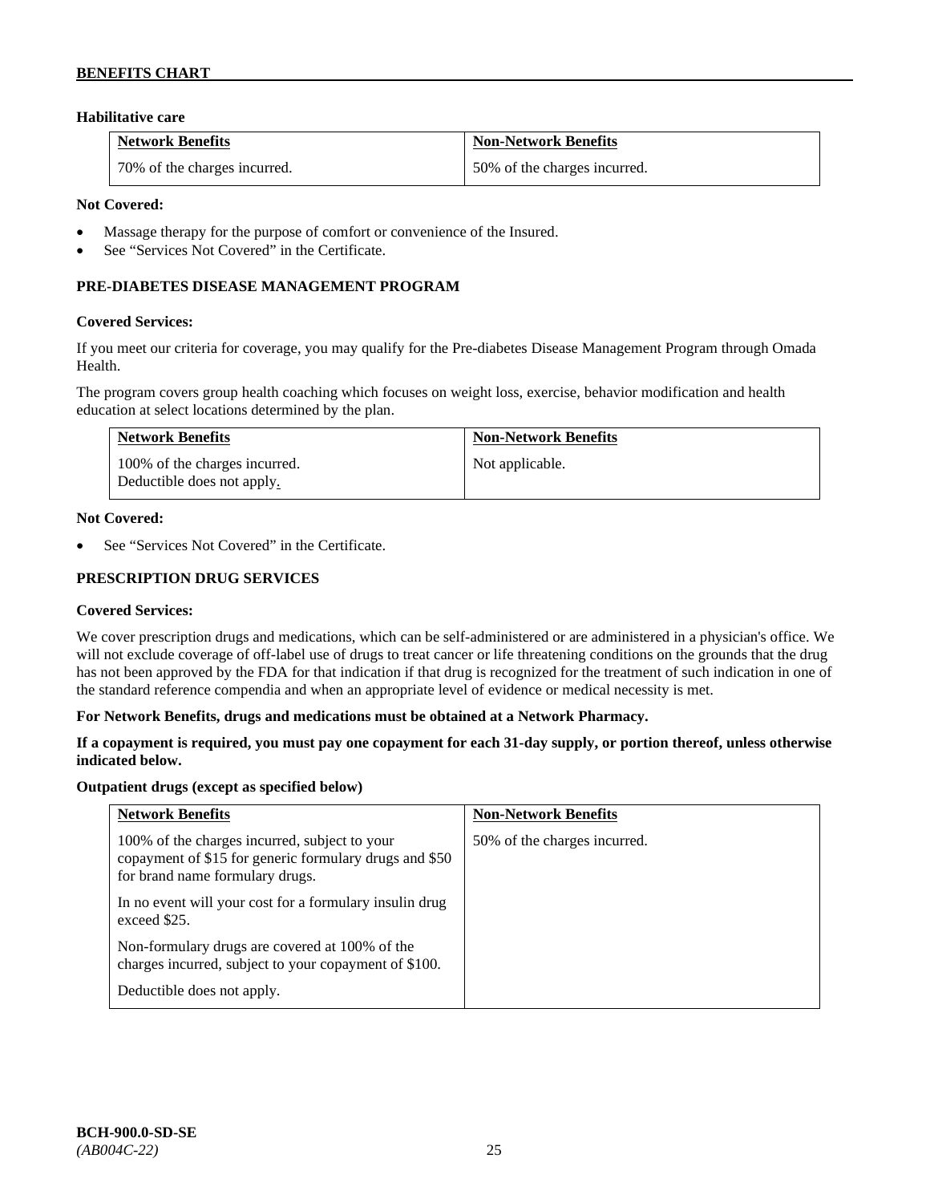**Habilitative care**

| Network Benefits | Non-Network Benefits |
|---|---|
| 70% of the charges incurred. | 50% of the charges incurred. |

**Not Covered:**

- Massage therapy for the purpose of comfort or convenience of the Insured.
- See "Services Not Covered" in the Certificate.

### PRE-DIABETES DISEASE MANAGEMENT PROGRAM

**Covered Services:**

If you meet our criteria for coverage, you may qualify for the Pre-diabetes Disease Management Program through Omada Health.

The program covers group health coaching which focuses on weight loss, exercise, behavior modification and health education at select locations determined by the plan.

| Network Benefits | Non-Network Benefits |
|---|---|
| 100% of the charges incurred.<br>Deductible does not apply. | Not applicable. |

**Not Covered:**

- See "Services Not Covered" in the Certificate.

### PRESCRIPTION DRUG SERVICES

**Covered Services:**

We cover prescription drugs and medications, which can be self-administered or are administered in a physician's office. We will not exclude coverage of off-label use of drugs to treat cancer or life threatening conditions on the grounds that the drug has not been approved by the FDA for that indication if that drug is recognized for the treatment of such indication in one of the standard reference compendia and when an appropriate level of evidence or medical necessity is met.

**For Network Benefits, drugs and medications must be obtained at a Network Pharmacy.**

**If a copayment is required, you must pay one copayment for each 31-day supply, or portion thereof, unless otherwise indicated below.**

**Outpatient drugs (except as specified below)**

| Network Benefits | Non-Network Benefits |
|---|---|
| 100% of the charges incurred, subject to your copayment of $15 for generic formulary drugs and $50 for brand name formulary drugs.<br><br>In no event will your cost for a formulary insulin drug exceed $25.<br><br>Non-formulary drugs are covered at 100% of the charges incurred, subject to your copayment of $100.<br><br>Deductible does not apply. | 50% of the charges incurred. |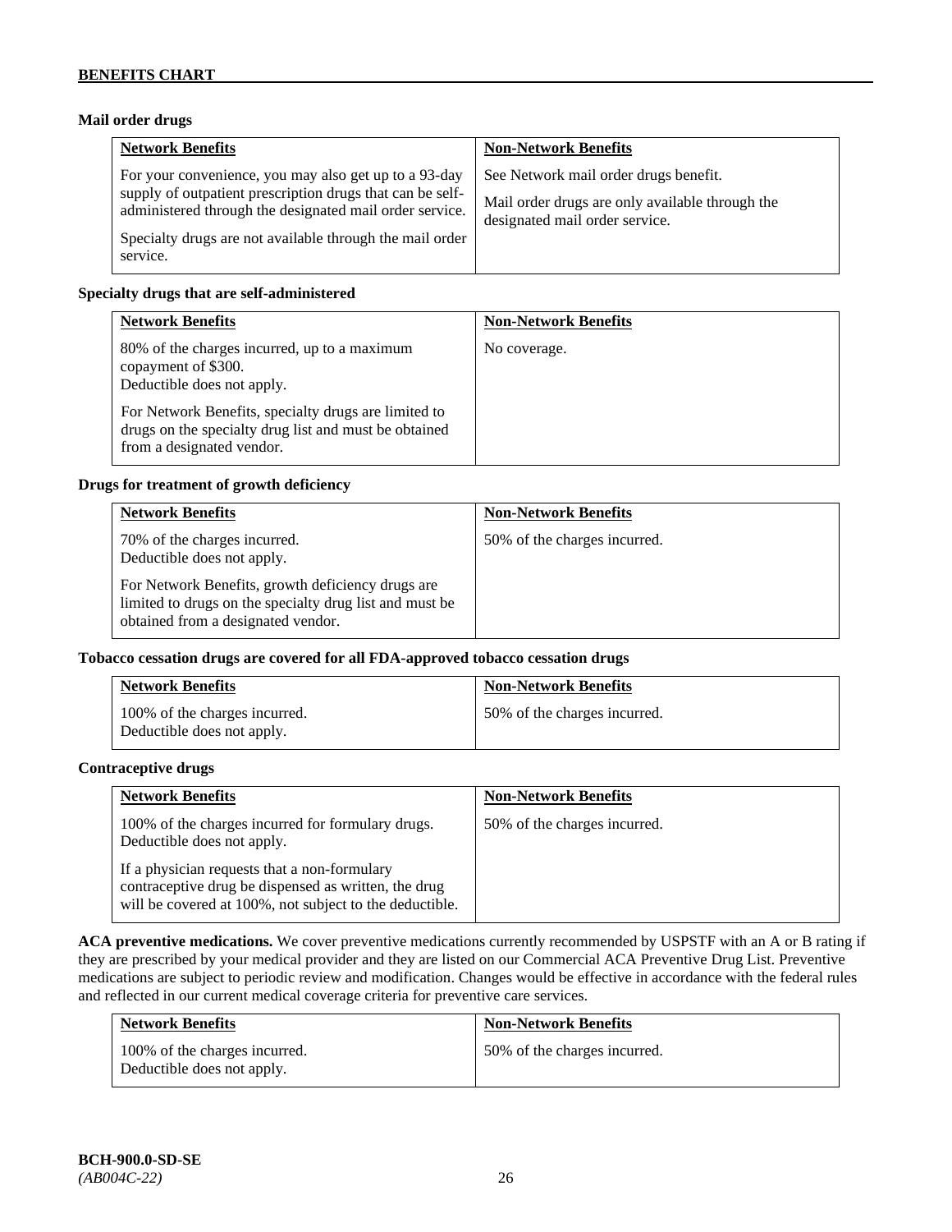### Mail order drugs

| Network Benefits | Non-Network Benefits |
|---|---|
| For your convenience, you may also get up to a 93-day supply of outpatient prescription drugs that can be self-administered through the designated mail order service.<br><br>Specialty drugs are not available through the mail order service. | See Network mail order drugs benefit.<br><br>Mail order drugs are only available through the designated mail order service. |

### Specialty drugs that are self-administered

| Network Benefits | Non-Network Benefits |
|---|---|
| 80% of the charges incurred, up to a maximum copayment of $300.<br>Deductible does not apply.<br><br>For Network Benefits, specialty drugs are limited to drugs on the specialty drug list and must be obtained from a designated vendor. | No coverage. |

### Drugs for treatment of growth deficiency

| Network Benefits | Non-Network Benefits |
|---|---|
| 70% of the charges incurred.<br>Deductible does not apply.<br><br>For Network Benefits, growth deficiency drugs are limited to drugs on the specialty drug list and must be obtained from a designated vendor. | 50% of the charges incurred. |

### Tobacco cessation drugs are covered for all FDA-approved tobacco cessation drugs

| Network Benefits | Non-Network Benefits |
|---|---|
| 100% of the charges incurred.<br>Deductible does not apply. | 50% of the charges incurred. |

### Contraceptive drugs

| Network Benefits | Non-Network Benefits |
|---|---|
| 100% of the charges incurred for formulary drugs.<br>Deductible does not apply.<br><br>If a physician requests that a non-formulary contraceptive drug be dispensed as written, the drug will be covered at 100%, not subject to the deductible. | 50% of the charges incurred. |

**ACA preventive medications.** We cover preventive medications currently recommended by USPSTF with an A or B rating if they are prescribed by your medical provider and they are listed on our Commercial ACA Preventive Drug List. Preventive medications are subject to periodic review and modification. Changes would be effective in accordance with the federal rules and reflected in our current medical coverage criteria for preventive care services.

| Network Benefits | Non-Network Benefits |
|---|---|
| 100% of the charges incurred.<br>Deductible does not apply. | 50% of the charges incurred. |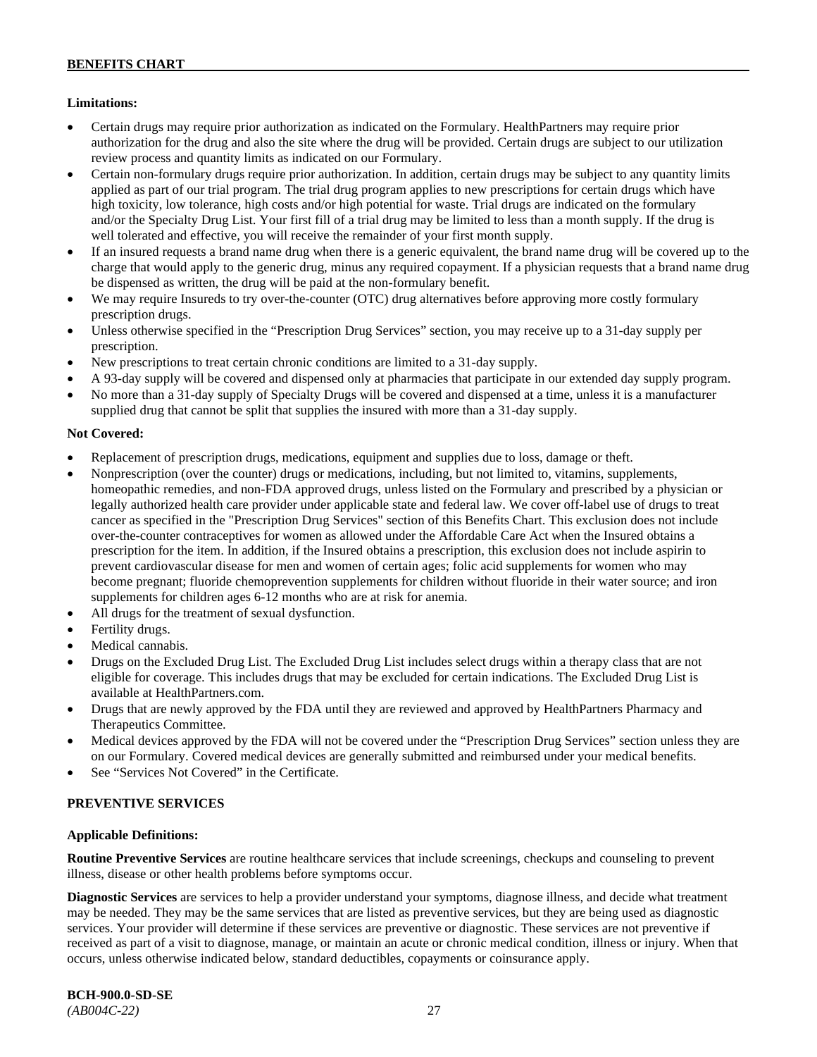**Limitations:**

- Certain drugs may require prior authorization as indicated on the Formulary. HealthPartners may require prior authorization for the drug and also the site where the drug will be provided. Certain drugs are subject to our utilization review process and quantity limits as indicated on our Formulary.
- Certain non-formulary drugs require prior authorization. In addition, certain drugs may be subject to any quantity limits applied as part of our trial program. The trial drug program applies to new prescriptions for certain drugs which have high toxicity, low tolerance, high costs and/or high potential for waste. Trial drugs are indicated on the formulary and/or the Specialty Drug List. Your first fill of a trial drug may be limited to less than a month supply. If the drug is well tolerated and effective, you will receive the remainder of your first month supply.
- If an insured requests a brand name drug when there is a generic equivalent, the brand name drug will be covered up to the charge that would apply to the generic drug, minus any required copayment. If a physician requests that a brand name drug be dispensed as written, the drug will be paid at the non-formulary benefit.
- We may require Insureds to try over-the-counter (OTC) drug alternatives before approving more costly formulary prescription drugs.
- Unless otherwise specified in the "Prescription Drug Services" section, you may receive up to a 31-day supply per prescription.
- New prescriptions to treat certain chronic conditions are limited to a 31-day supply.
- A 93-day supply will be covered and dispensed only at pharmacies that participate in our extended day supply program.
- No more than a 31-day supply of Specialty Drugs will be covered and dispensed at a time, unless it is a manufacturer supplied drug that cannot be split that supplies the insured with more than a 31-day supply.

**Not Covered:**

- Replacement of prescription drugs, medications, equipment and supplies due to loss, damage or theft.
- Nonprescription (over the counter) drugs or medications, including, but not limited to, vitamins, supplements, homeopathic remedies, and non-FDA approved drugs, unless listed on the Formulary and prescribed by a physician or legally authorized health care provider under applicable state and federal law. We cover off-label use of drugs to treat cancer as specified in the "Prescription Drug Services" section of this Benefits Chart. This exclusion does not include over-the-counter contraceptives for women as allowed under the Affordable Care Act when the Insured obtains a prescription for the item. In addition, if the Insured obtains a prescription, this exclusion does not include aspirin to prevent cardiovascular disease for men and women of certain ages; folic acid supplements for women who may become pregnant; fluoride chemoprevention supplements for children without fluoride in their water source; and iron supplements for children ages 6-12 months who are at risk for anemia.
- All drugs for the treatment of sexual dysfunction.
- Fertility drugs.
- Medical cannabis.
- Drugs on the Excluded Drug List. The Excluded Drug List includes select drugs within a therapy class that are not eligible for coverage. This includes drugs that may be excluded for certain indications. The Excluded Drug List is available at HealthPartners.com.
- Drugs that are newly approved by the FDA until they are reviewed and approved by HealthPartners Pharmacy and Therapeutics Committee.
- Medical devices approved by the FDA will not be covered under the "Prescription Drug Services" section unless they are on our Formulary. Covered medical devices are generally submitted and reimbursed under your medical benefits.
- See "Services Not Covered" in the Certificate.

## PREVENTIVE SERVICES

**Applicable Definitions:**

**Routine Preventive Services** are routine healthcare services that include screenings, checkups and counseling to prevent illness, disease or other health problems before symptoms occur.

**Diagnostic Services** are services to help a provider understand your symptoms, diagnose illness, and decide what treatment may be needed. They may be the same services that are listed as preventive services, but they are being used as diagnostic services. Your provider will determine if these services are preventive or diagnostic. These services are not preventive if received as part of a visit to diagnose, manage, or maintain an acute or chronic medical condition, illness or injury. When that occurs, unless otherwise indicated below, standard deductibles, copayments or coinsurance apply.

**BCH-900.0-SD-SE**
*(AB004C-22)*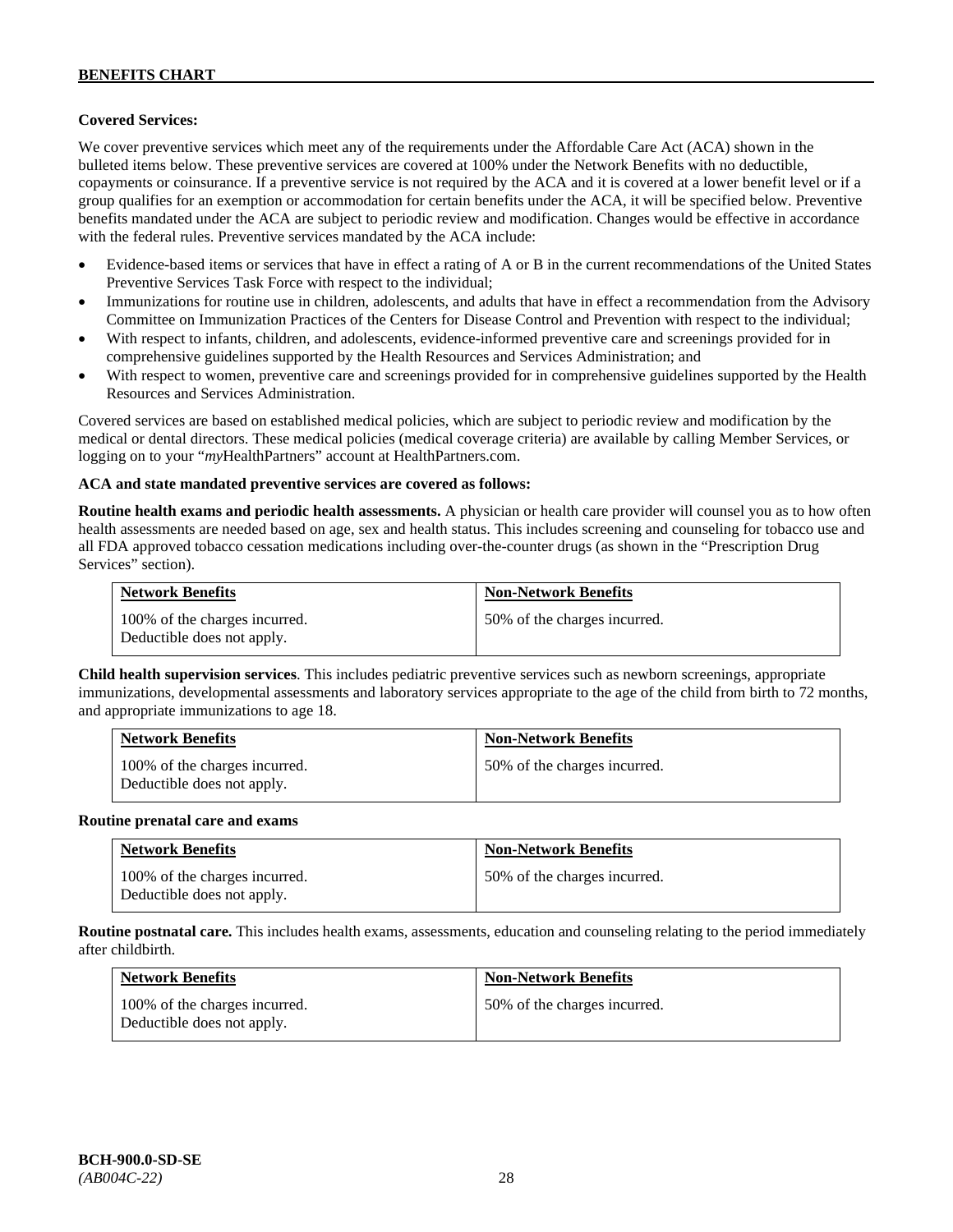**Covered Services:**

We cover preventive services which meet any of the requirements under the Affordable Care Act (ACA) shown in the bulleted items below. These preventive services are covered at 100% under the Network Benefits with no deductible, copayments or coinsurance. If a preventive service is not required by the ACA and it is covered at a lower benefit level or if a group qualifies for an exemption or accommodation for certain benefits under the ACA, it will be specified below. Preventive benefits mandated under the ACA are subject to periodic review and modification. Changes would be effective in accordance with the federal rules. Preventive services mandated by the ACA include:

- Evidence-based items or services that have in effect a rating of A or B in the current recommendations of the United States Preventive Services Task Force with respect to the individual;
- Immunizations for routine use in children, adolescents, and adults that have in effect a recommendation from the Advisory Committee on Immunization Practices of the Centers for Disease Control and Prevention with respect to the individual;
- With respect to infants, children, and adolescents, evidence-informed preventive care and screenings provided for in comprehensive guidelines supported by the Health Resources and Services Administration; and
- With respect to women, preventive care and screenings provided for in comprehensive guidelines supported by the Health Resources and Services Administration.

Covered services are based on established medical policies, which are subject to periodic review and modification by the medical or dental directors. These medical policies (medical coverage criteria) are available by calling Member Services, or logging on to your "*my*HealthPartners" account at HealthPartners.com.

**ACA and state mandated preventive services are covered as follows:**

**Routine health exams and periodic health assessments.** A physician or health care provider will counsel you as to how often health assessments are needed based on age, sex and health status. This includes screening and counseling for tobacco use and all FDA approved tobacco cessation medications including over-the-counter drugs (as shown in the "Prescription Drug Services" section).

| Network Benefits | Non-Network Benefits |
|---|---|
| 100% of the charges incurred. Deductible does not apply. | 50% of the charges incurred. |

**Child health supervision services**. This includes pediatric preventive services such as newborn screenings, appropriate immunizations, developmental assessments and laboratory services appropriate to the age of the child from birth to 72 months, and appropriate immunizations to age 18.

| Network Benefits | Non-Network Benefits |
|---|---|
| 100% of the charges incurred. Deductible does not apply. | 50% of the charges incurred. |

**Routine prenatal care and exams**

| Network Benefits | Non-Network Benefits |
|---|---|
| 100% of the charges incurred. Deductible does not apply. | 50% of the charges incurred. |

**Routine postnatal care.** This includes health exams, assessments, education and counseling relating to the period immediately after childbirth.

| Network Benefits | Non-Network Benefits |
|---|---|
| 100% of the charges incurred. Deductible does not apply. | 50% of the charges incurred. |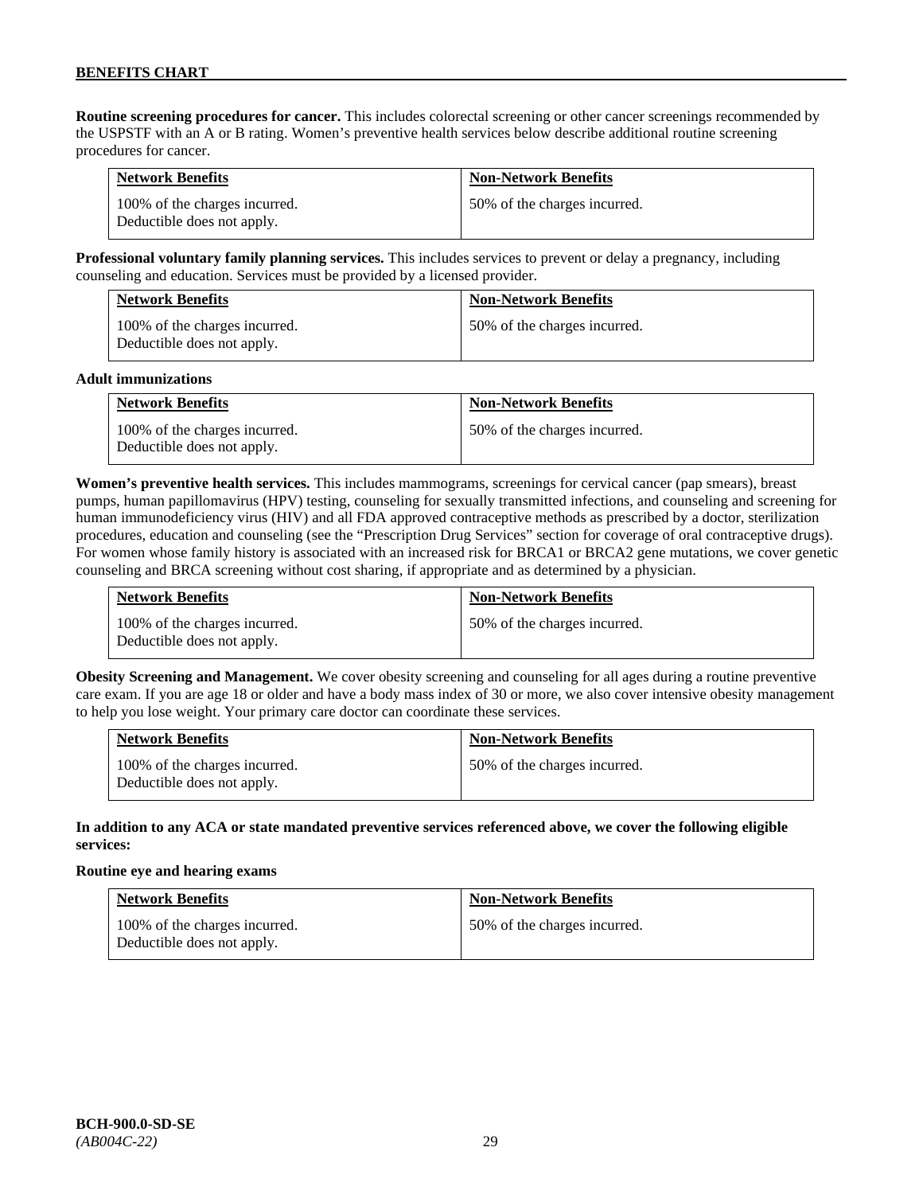**Routine screening procedures for cancer.** This includes colorectal screening or other cancer screenings recommended by the USPSTF with an A or B rating. Women's preventive health services below describe additional routine screening procedures for cancer.

| Network Benefits | Non-Network Benefits |
|---|---|
| 100% of the charges incurred. Deductible does not apply. | 50% of the charges incurred. |

**Professional voluntary family planning services.** This includes services to prevent or delay a pregnancy, including counseling and education. Services must be provided by a licensed provider.

| Network Benefits | Non-Network Benefits |
|---|---|
| 100% of the charges incurred. Deductible does not apply. | 50% of the charges incurred. |

**Adult immunizations**

| Network Benefits | Non-Network Benefits |
|---|---|
| 100% of the charges incurred. Deductible does not apply. | 50% of the charges incurred. |

**Women's preventive health services.** This includes mammograms, screenings for cervical cancer (pap smears), breast pumps, human papillomavirus (HPV) testing, counseling for sexually transmitted infections, and counseling and screening for human immunodeficiency virus (HIV) and all FDA approved contraceptive methods as prescribed by a doctor, sterilization procedures, education and counseling (see the "Prescription Drug Services" section for coverage of oral contraceptive drugs). For women whose family history is associated with an increased risk for BRCA1 or BRCA2 gene mutations, we cover genetic counseling and BRCA screening without cost sharing, if appropriate and as determined by a physician.

| Network Benefits | Non-Network Benefits |
|---|---|
| 100% of the charges incurred. Deductible does not apply. | 50% of the charges incurred. |

**Obesity Screening and Management.** We cover obesity screening and counseling for all ages during a routine preventive care exam. If you are age 18 or older and have a body mass index of 30 or more, we also cover intensive obesity management to help you lose weight. Your primary care doctor can coordinate these services.

| Network Benefits | Non-Network Benefits |
|---|---|
| 100% of the charges incurred. Deductible does not apply. | 50% of the charges incurred. |

**In addition to any ACA or state mandated preventive services referenced above, we cover the following eligible services:**

**Routine eye and hearing exams**

| Network Benefits | Non-Network Benefits |
|---|---|
| 100% of the charges incurred. Deductible does not apply. | 50% of the charges incurred. |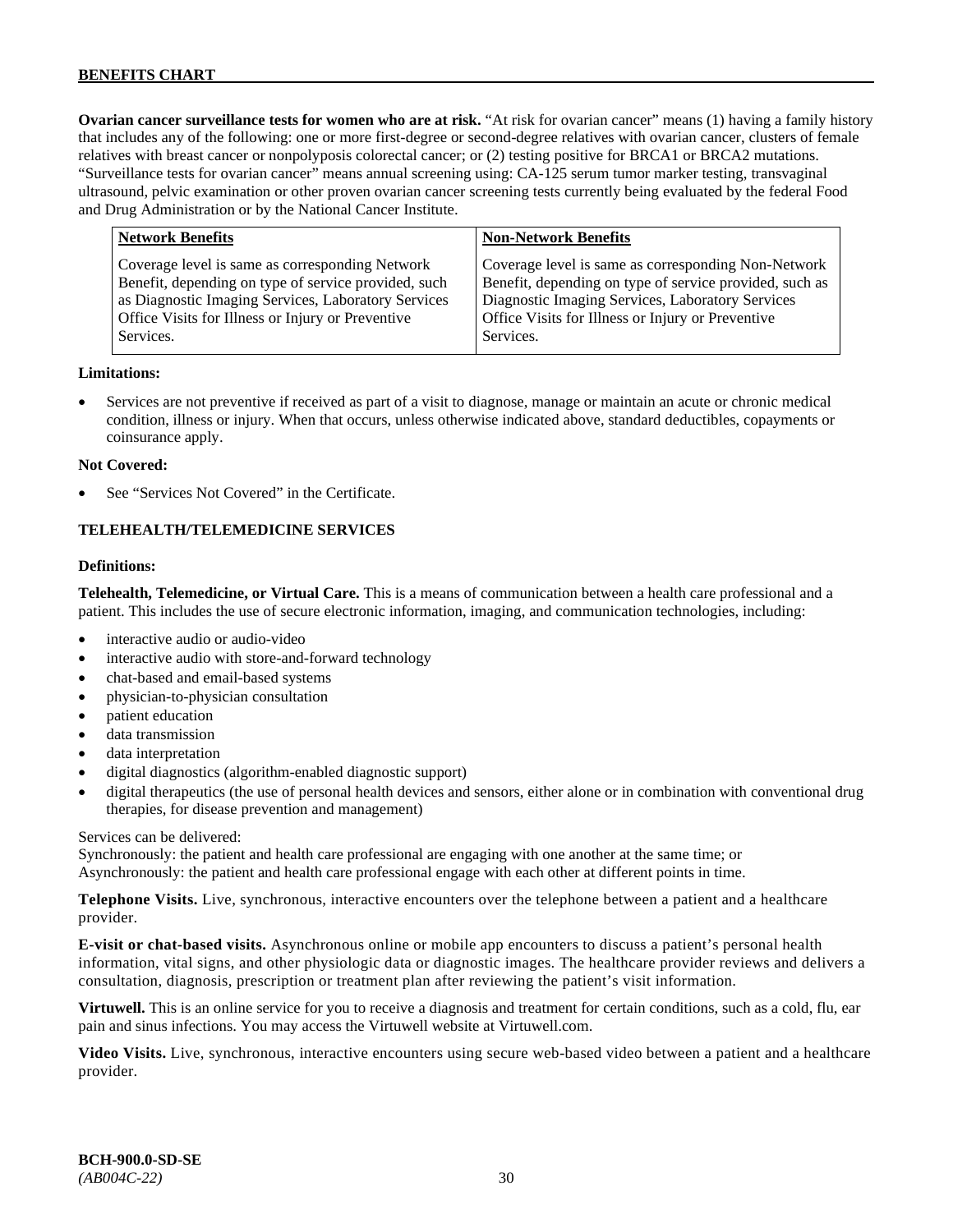**Ovarian cancer surveillance tests for women who are at risk.** "At risk for ovarian cancer" means (1) having a family history that includes any of the following: one or more first-degree or second-degree relatives with ovarian cancer, clusters of female relatives with breast cancer or nonpolyposis colorectal cancer; or (2) testing positive for BRCA1 or BRCA2 mutations. "Surveillance tests for ovarian cancer" means annual screening using: CA-125 serum tumor marker testing, transvaginal ultrasound, pelvic examination or other proven ovarian cancer screening tests currently being evaluated by the federal Food and Drug Administration or by the National Cancer Institute.

| Network Benefits | Non-Network Benefits |
|---|---|
| Coverage level is same as corresponding Network Benefit, depending on type of service provided, such as Diagnostic Imaging Services, Laboratory Services Office Visits for Illness or Injury or Preventive Services. | Coverage level is same as corresponding Non-Network Benefit, depending on type of service provided, such as Diagnostic Imaging Services, Laboratory Services Office Visits for Illness or Injury or Preventive Services. |

**Limitations:**

- Services are not preventive if received as part of a visit to diagnose, manage or maintain an acute or chronic medical condition, illness or injury. When that occurs, unless otherwise indicated above, standard deductibles, copayments or coinsurance apply.

**Not Covered:**

- See "Services Not Covered" in the Certificate.

## TELEHEALTH/TELEMEDICINE SERVICES

**Definitions:**

**Telehealth, Telemedicine, or Virtual Care.** This is a means of communication between a health care professional and a patient. This includes the use of secure electronic information, imaging, and communication technologies, including:

- interactive audio or audio-video
- interactive audio with store-and-forward technology
- chat-based and email-based systems
- physician-to-physician consultation
- patient education
- data transmission
- data interpretation
- digital diagnostics (algorithm-enabled diagnostic support)
- digital therapeutics (the use of personal health devices and sensors, either alone or in combination with conventional drug therapies, for disease prevention and management)

Services can be delivered:
Synchronously: the patient and health care professional are engaging with one another at the same time; or
Asynchronously: the patient and health care professional engage with each other at different points in time.

**Telephone Visits.** Live, synchronous, interactive encounters over the telephone between a patient and a healthcare provider.

**E-visit or chat-based visits.** Asynchronous online or mobile app encounters to discuss a patient's personal health information, vital signs, and other physiologic data or diagnostic images. The healthcare provider reviews and delivers a consultation, diagnosis, prescription or treatment plan after reviewing the patient's visit information.

**Virtuwell.** This is an online service for you to receive a diagnosis and treatment for certain conditions, such as a cold, flu, ear pain and sinus infections. You may access the Virtuwell website at Virtuwell.com.

**Video Visits.** Live, synchronous, interactive encounters using secure web-based video between a patient and a healthcare provider.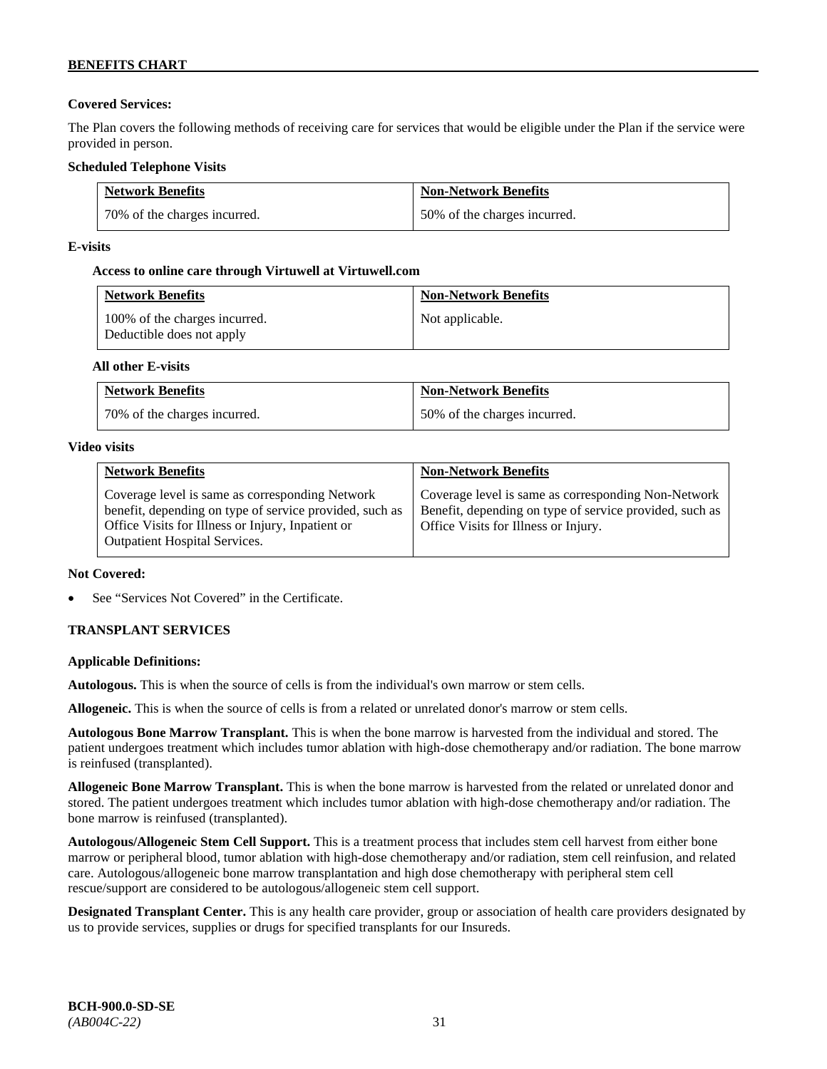**Covered Services:**

The Plan covers the following methods of receiving care for services that would be eligible under the Plan if the service were provided in person.

**Scheduled Telephone Visits**

| Network Benefits | Non-Network Benefits |
|---|---|
| 70% of the charges incurred. | 50% of the charges incurred. |

**E-visits**

**Access to online care through Virtuwell at Virtuwell.com**

| Network Benefits | Non-Network Benefits |
|---|---|
| 100% of the charges incurred. Deductible does not apply | Not applicable. |

**All other E-visits**

| Network Benefits | Non-Network Benefits |
|---|---|
| 70% of the charges incurred. | 50% of the charges incurred. |

**Video visits**

| Network Benefits | Non-Network Benefits |
|---|---|
| Coverage level is same as corresponding Network benefit, depending on type of service provided, such as Office Visits for Illness or Injury, Inpatient or Outpatient Hospital Services. | Coverage level is same as corresponding Non-Network Benefit, depending on type of service provided, such as Office Visits for Illness or Injury. |

**Not Covered:**

- See "Services Not Covered" in the Certificate.

**TRANSPLANT SERVICES**

**Applicable Definitions:**

**Autologous.** This is when the source of cells is from the individual's own marrow or stem cells.

**Allogeneic.** This is when the source of cells is from a related or unrelated donor's marrow or stem cells.

**Autologous Bone Marrow Transplant.** This is when the bone marrow is harvested from the individual and stored. The patient undergoes treatment which includes tumor ablation with high-dose chemotherapy and/or radiation. The bone marrow is reinfused (transplanted).

**Allogeneic Bone Marrow Transplant.** This is when the bone marrow is harvested from the related or unrelated donor and stored. The patient undergoes treatment which includes tumor ablation with high-dose chemotherapy and/or radiation. The bone marrow is reinfused (transplanted).

**Autologous/Allogeneic Stem Cell Support.** This is a treatment process that includes stem cell harvest from either bone marrow or peripheral blood, tumor ablation with high-dose chemotherapy and/or radiation, stem cell reinfusion, and related care. Autologous/allogeneic bone marrow transplantation and high dose chemotherapy with peripheral stem cell rescue/support are considered to be autologous/allogeneic stem cell support.

**Designated Transplant Center.** This is any health care provider, group or association of health care providers designated by us to provide services, supplies or drugs for specified transplants for our Insureds.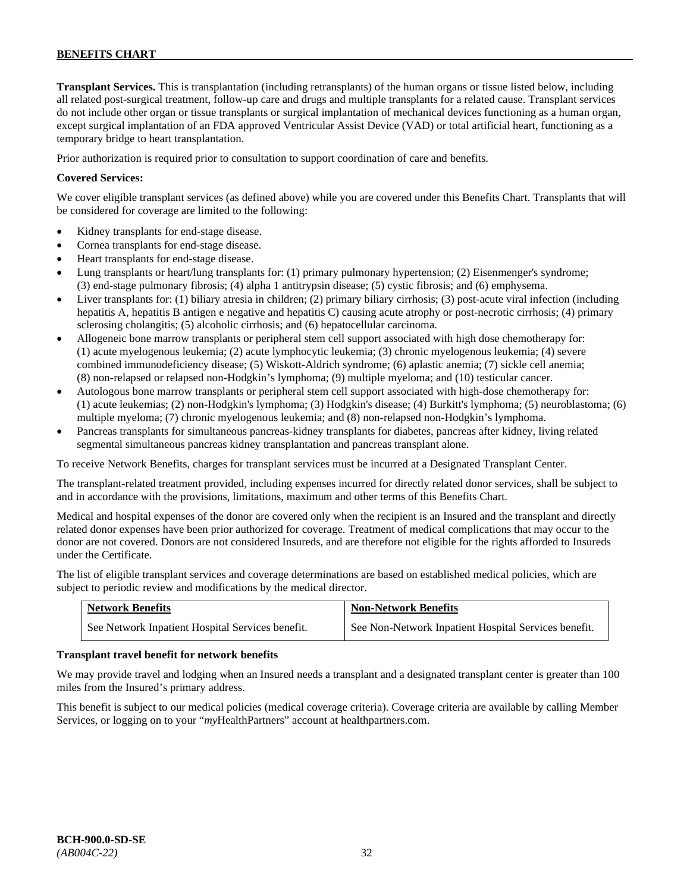**Transplant Services.** This is transplantation (including retransplants) of the human organs or tissue listed below, including all related post-surgical treatment, follow-up care and drugs and multiple transplants for a related cause. Transplant services do not include other organ or tissue transplants or surgical implantation of mechanical devices functioning as a human organ, except surgical implantation of an FDA approved Ventricular Assist Device (VAD) or total artificial heart, functioning as a temporary bridge to heart transplantation.

Prior authorization is required prior to consultation to support coordination of care and benefits.

**Covered Services:**

We cover eligible transplant services (as defined above) while you are covered under this Benefits Chart. Transplants that will be considered for coverage are limited to the following:

- Kidney transplants for end-stage disease.
- Cornea transplants for end-stage disease.
- Heart transplants for end-stage disease.
- Lung transplants or heart/lung transplants for: (1) primary pulmonary hypertension; (2) Eisenmenger's syndrome; (3) end-stage pulmonary fibrosis; (4) alpha 1 antitrypsin disease; (5) cystic fibrosis; and (6) emphysema.
- Liver transplants for: (1) biliary atresia in children; (2) primary biliary cirrhosis; (3) post-acute viral infection (including hepatitis A, hepatitis B antigen e negative and hepatitis C) causing acute atrophy or post-necrotic cirrhosis; (4) primary sclerosing cholangitis; (5) alcoholic cirrhosis; and (6) hepatocellular carcinoma.
- Allogeneic bone marrow transplants or peripheral stem cell support associated with high dose chemotherapy for: (1) acute myelogenous leukemia; (2) acute lymphocytic leukemia; (3) chronic myelogenous leukemia; (4) severe combined immunodeficiency disease; (5) Wiskott-Aldrich syndrome; (6) aplastic anemia; (7) sickle cell anemia; (8) non-relapsed or relapsed non-Hodgkin's lymphoma; (9) multiple myeloma; and (10) testicular cancer.
- Autologous bone marrow transplants or peripheral stem cell support associated with high-dose chemotherapy for: (1) acute leukemias; (2) non-Hodgkin's lymphoma; (3) Hodgkin's disease; (4) Burkitt's lymphoma; (5) neuroblastoma; (6) multiple myeloma; (7) chronic myelogenous leukemia; and (8) non-relapsed non-Hodgkin's lymphoma.
- Pancreas transplants for simultaneous pancreas-kidney transplants for diabetes, pancreas after kidney, living related segmental simultaneous pancreas kidney transplantation and pancreas transplant alone.

To receive Network Benefits, charges for transplant services must be incurred at a Designated Transplant Center.

The transplant-related treatment provided, including expenses incurred for directly related donor services, shall be subject to and in accordance with the provisions, limitations, maximum and other terms of this Benefits Chart.

Medical and hospital expenses of the donor are covered only when the recipient is an Insured and the transplant and directly related donor expenses have been prior authorized for coverage. Treatment of medical complications that may occur to the donor are not covered. Donors are not considered Insureds, and are therefore not eligible for the rights afforded to Insureds under the Certificate.

The list of eligible transplant services and coverage determinations are based on established medical policies, which are subject to periodic review and modifications by the medical director.

| Network Benefits | Non-Network Benefits |
|---|---|
| See Network Inpatient Hospital Services benefit. | See Non-Network Inpatient Hospital Services benefit. |

**Transplant travel benefit for network benefits**

We may provide travel and lodging when an Insured needs a transplant and a designated transplant center is greater than 100 miles from the Insured's primary address.

This benefit is subject to our medical policies (medical coverage criteria). Coverage criteria are available by calling Member Services, or logging on to your "*my*HealthPartners" account at healthpartners.com.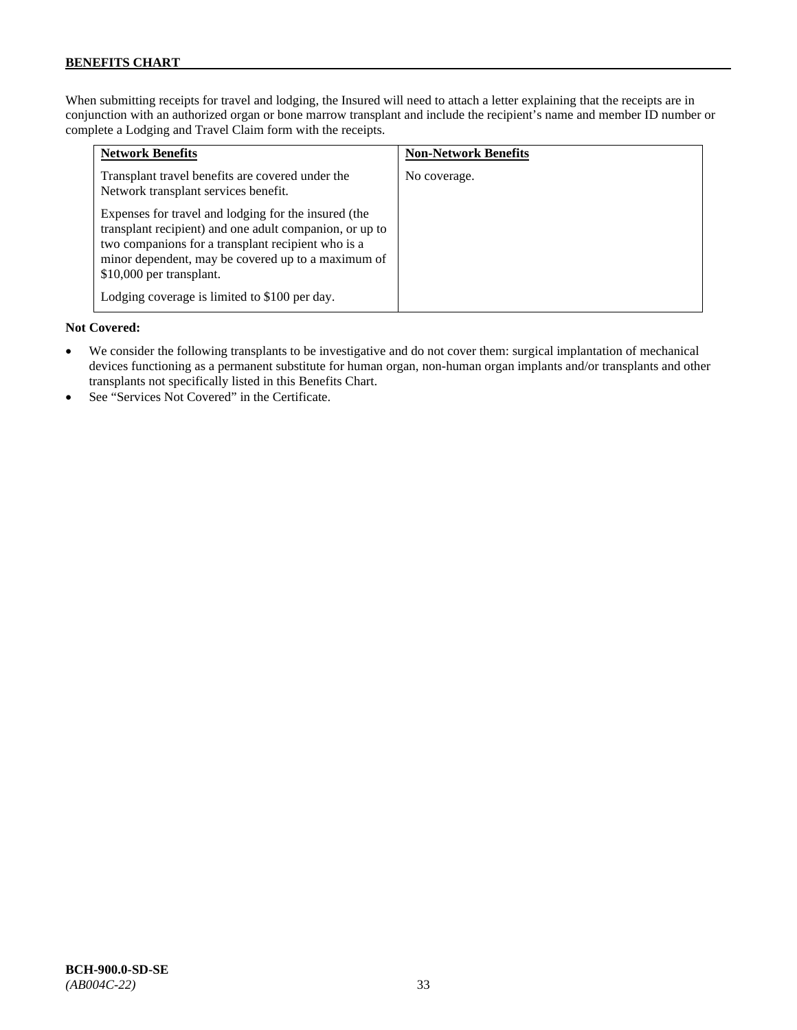When submitting receipts for travel and lodging, the Insured will need to attach a letter explaining that the receipts are in conjunction with an authorized organ or bone marrow transplant and include the recipient's name and member ID number or complete a Lodging and Travel Claim form with the receipts.

| **Network Benefits** | **Non-Network Benefits** |
|---|---|
| Transplant travel benefits are covered under the Network transplant services benefit.<br><br>Expenses for travel and lodging for the insured (the transplant recipient) and one adult companion, or up to two companions for a transplant recipient who is a minor dependent, may be covered up to a maximum of $10,000 per transplant.<br><br>Lodging coverage is limited to $100 per day. | No coverage. |

**Not Covered:**

- We consider the following transplants to be investigative and do not cover them: surgical implantation of mechanical devices functioning as a permanent substitute for human organ, non-human organ implants and/or transplants and other transplants not specifically listed in this Benefits Chart.
- See "Services Not Covered" in the Certificate.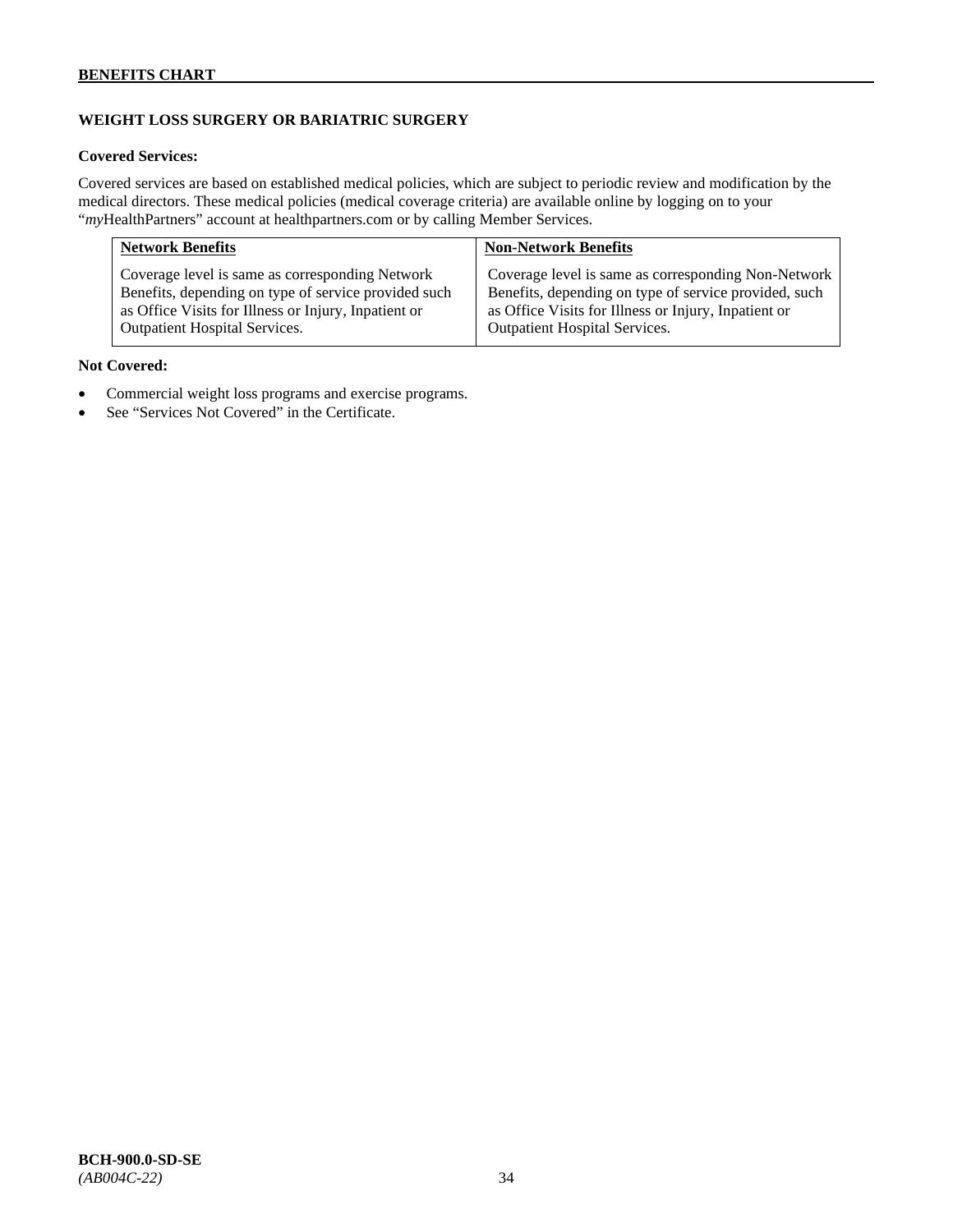## WEIGHT LOSS SURGERY OR BARIATRIC SURGERY

**Covered Services:**

Covered services are based on established medical policies, which are subject to periodic review and modification by the medical directors. These medical policies (medical coverage criteria) are available online by logging on to your "*my*HealthPartners" account at healthpartners.com or by calling Member Services.

| Network Benefits | Non-Network Benefits |
|---|---|
| Coverage level is same as corresponding Network Benefits, depending on type of service provided such as Office Visits for Illness or Injury, Inpatient or Outpatient Hospital Services. | Coverage level is same as corresponding Non-Network Benefits, depending on type of service provided, such as Office Visits for Illness or Injury, Inpatient or Outpatient Hospital Services. |

**Not Covered:**

- Commercial weight loss programs and exercise programs.
- See "Services Not Covered" in the Certificate.